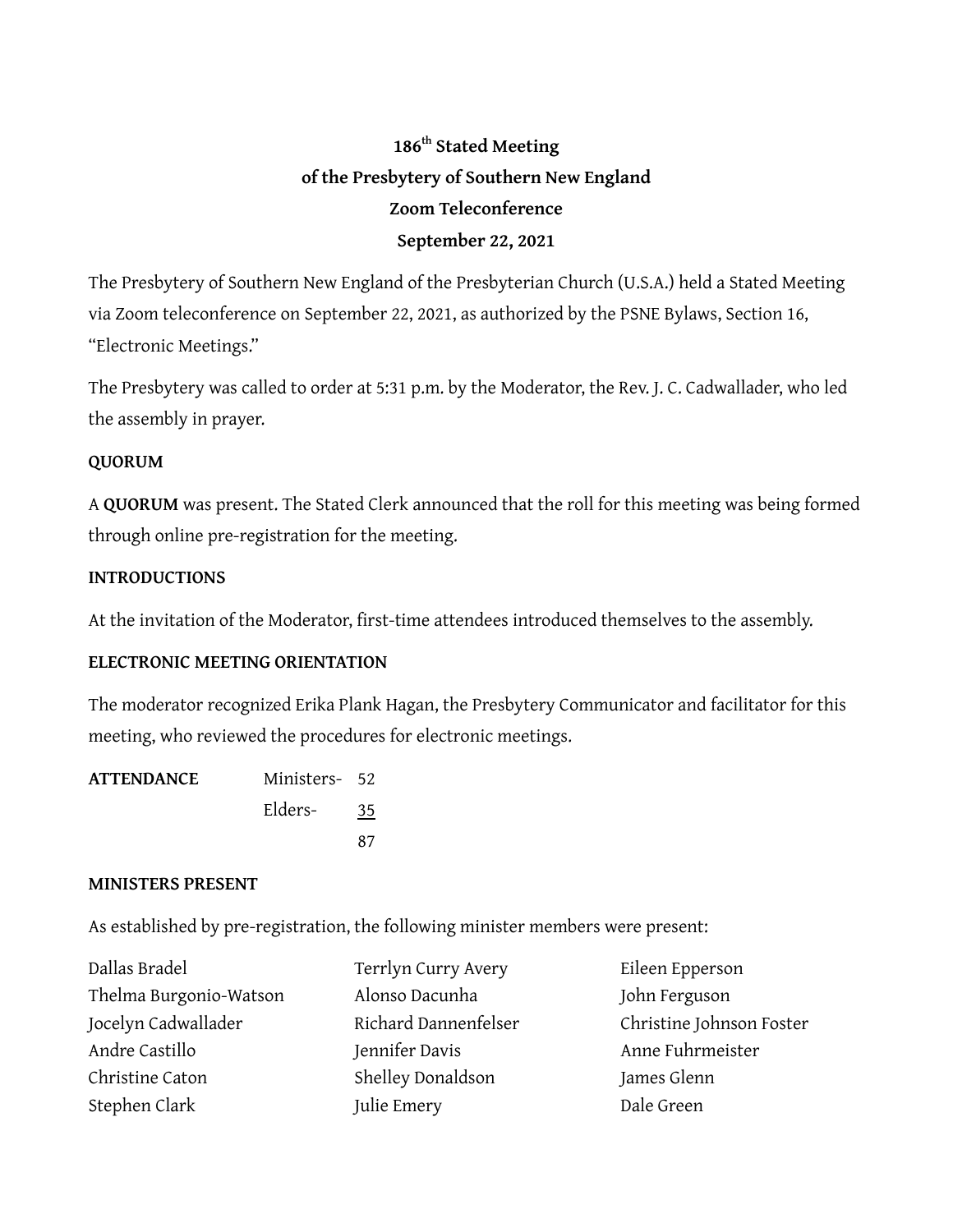# 186th Stated Meeting
# of the Presbytery of Southern New England
# Zoom Teleconference
# September 22, 2021

The Presbytery of Southern New England of the Presbyterian Church (U.S.A.) held a Stated Meeting via Zoom teleconference on September 22, 2021, as authorized by the PSNE Bylaws, Section 16, "Electronic Meetings."

The Presbytery was called to order at 5:31 p.m. by the Moderator, the Rev. J. C. Cadwallader, who led the assembly in prayer.

**QUORUM**

A **QUORUM** was present. The Stated Clerk announced that the roll for this meeting was being formed through online pre-registration for the meeting.

**INTRODUCTIONS**

At the invitation of the Moderator, first-time attendees introduced themselves to the assembly.

**ELECTRONIC MEETING ORIENTATION**

The moderator recognized Erika Plank Hagan, the Presbytery Communicator and facilitator for this meeting, who reviewed the procedures for electronic meetings.

| **ATTENDANCE** | Ministers- | 52 |
|---|---|---|
| | Elders- | 35 |
| | | 87 |

**MINISTERS PRESENT**

As established by pre-registration, the following minister members were present:

Dallas Bradel
Thelma Burgonio-Watson
Jocelyn Cadwallader
Andre Castillo
Christine Caton
Stephen Clark
Terrlyn Curry Avery
Alonso Dacunha
Richard Dannenfelser
Jennifer Davis
Shelley Donaldson
Julie Emery
Eileen Epperson
John Ferguson
Christine Johnson Foster
Anne Fuhrmeister
James Glenn
Dale Green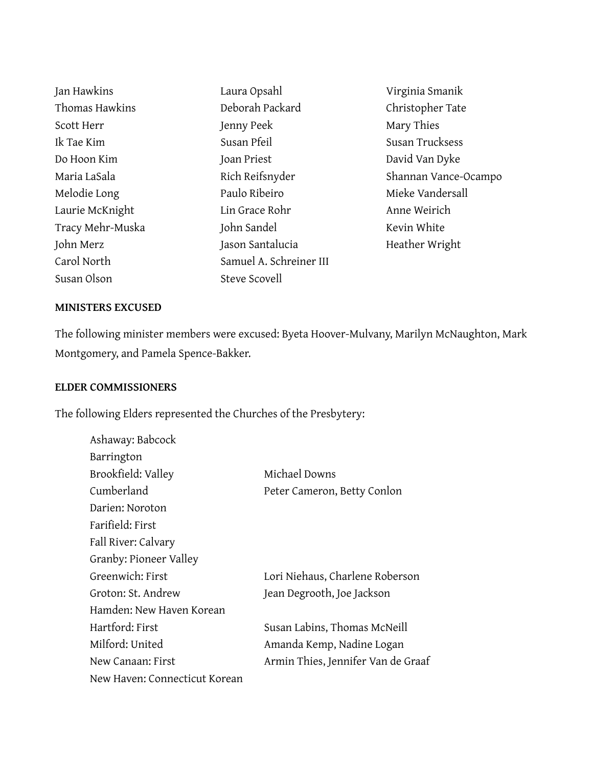Jan Hawkins
Thomas Hawkins
Scott Herr
Ik Tae Kim
Do Hoon Kim
Maria LaSala
Melodie Long
Laurie McKnight
Tracy Mehr-Muska
John Merz
Carol North
Susan Olson
Laura Opsahl
Deborah Packard
Jenny Peek
Susan Pfeil
Joan Priest
Rich Reifsnyder
Paulo Ribeiro
Lin Grace Rohr
John Sandel
Jason Santalucia
Samuel A. Schreiner III
Steve Scovell
Virginia Smanik
Christopher Tate
Mary Thies
Susan Trucksess
David Van Dyke
Shannan Vance-Ocampo
Mieke Vandersall
Anne Weirich
Kevin White
Heather Wright

**MINISTERS EXCUSED**

The following minister members were excused: Byeta Hoover-Mulvany, Marilyn McNaughton, Mark Montgomery, and Pamela Spence-Bakker.

**ELDER COMMISSIONERS**

The following Elders represented the Churches of the Presbytery:

| | |
|---|---|
| Ashaway: Babcock | |
| Barrington | |
| Brookfield: Valley | Michael Downs |
| Cumberland | Peter Cameron, Betty Conlon |
| Darien: Noroton | |
| Farifield: First | |
| Fall River: Calvary | |
| Granby: Pioneer Valley | |
| Greenwich: First | Lori Niehaus, Charlene Roberson |
| Groton: St. Andrew | Jean Degrooth, Joe Jackson |
| Hamden: New Haven Korean | |
| Hartford: First | Susan Labins, Thomas McNeill |
| Milford: United | Amanda Kemp, Nadine Logan |
| New Canaan: First | Armin Thies, Jennifer Van de Graaf |
| New Haven: Connecticut Korean | |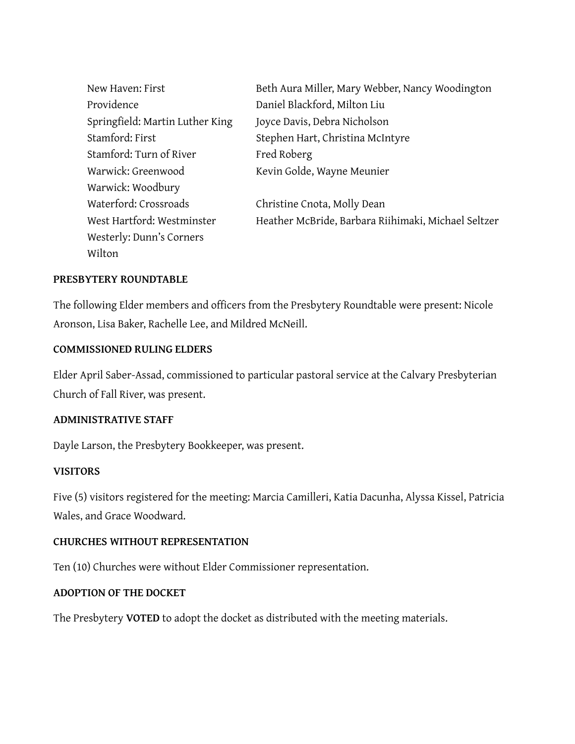| | |
|---|---|
| New Haven: First | Beth Aura Miller, Mary Webber, Nancy Woodington |
| Providence | Daniel Blackford, Milton Liu |
| Springfield: Martin Luther King | Joyce Davis, Debra Nicholson |
| Stamford: First | Stephen Hart, Christina McIntyre |
| Stamford: Turn of River | Fred Roberg |
| Warwick: Greenwood | Kevin Golde, Wayne Meunier |
| Warwick: Woodbury | |
| Waterford: Crossroads | Christine Cnota, Molly Dean |
| West Hartford: Westminster | Heather McBride, Barbara Riihimaki, Michael Seltzer |
| Westerly: Dunn's Corners | |
| Wilton | |

**PRESBYTERY ROUNDTABLE**

The following Elder members and officers from the Presbytery Roundtable were present: Nicole Aronson, Lisa Baker, Rachelle Lee, and Mildred McNeill.

**COMMISSIONED RULING ELDERS**

Elder April Saber-Assad, commissioned to particular pastoral service at the Calvary Presbyterian Church of Fall River, was present.

**ADMINISTRATIVE STAFF**

Dayle Larson, the Presbytery Bookkeeper, was present.

**VISITORS**

Five (5) visitors registered for the meeting: Marcia Camilleri, Katia Dacunha, Alyssa Kissel, Patricia Wales, and Grace Woodward.

**CHURCHES WITHOUT REPRESENTATION**

Ten (10) Churches were without Elder Commissioner representation.

**ADOPTION OF THE DOCKET**

The Presbytery **VOTED** to adopt the docket as distributed with the meeting materials.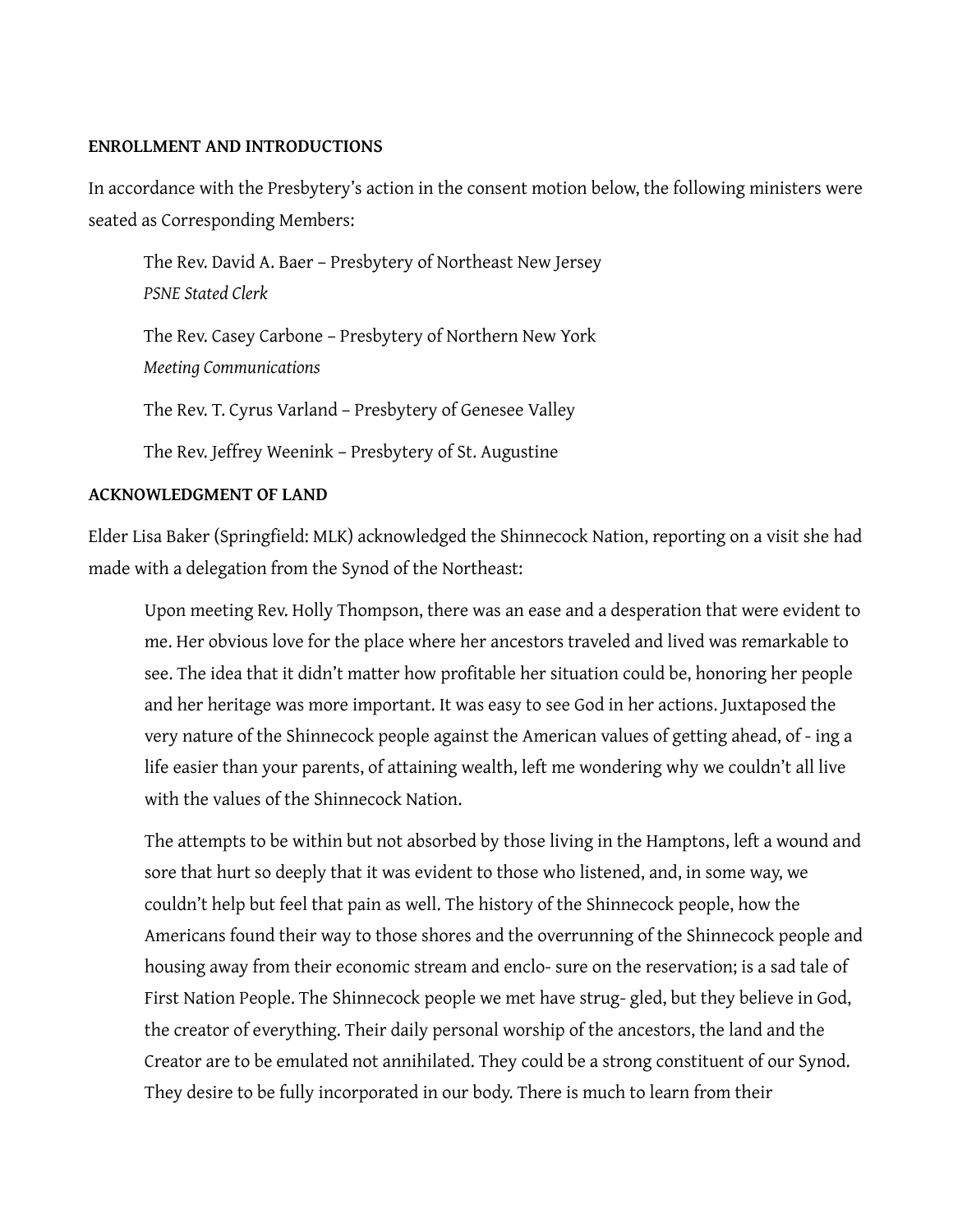**ENROLLMENT AND INTRODUCTIONS**

In accordance with the Presbytery's action in the consent motion below, the following ministers were seated as Corresponding Members:

> The Rev. David A. Baer – Presbytery of Northeast New Jersey
> *PSNE Stated Clerk*
>
> The Rev. Casey Carbone – Presbytery of Northern New York
> *Meeting Communications*
>
> The Rev. T. Cyrus Varland – Presbytery of Genesee Valley
>
> The Rev. Jeffrey Weenink – Presbytery of St. Augustine

**ACKNOWLEDGMENT OF LAND**

Elder Lisa Baker (Springfield: MLK) acknowledged the Shinnecock Nation, reporting on a visit she had made with a delegation from the Synod of the Northeast:

> Upon meeting Rev. Holly Thompson, there was an ease and a desperation that were evident to me. Her obvious love for the place where her ancestors traveled and lived was remarkable to see. The idea that it didn't matter how profitable her situation could be, honoring her people and her heritage was more important. It was easy to see God in her actions. Juxtaposed the very nature of the Shinnecock people against the American values of getting ahead, of - ing a life easier than your parents, of attaining wealth, left me wondering why we couldn't all live with the values of the Shinnecock Nation.
>
> The attempts to be within but not absorbed by those living in the Hamptons, left a wound and sore that hurt so deeply that it was evident to those who listened, and, in some way, we couldn't help but feel that pain as well. The history of the Shinnecock people, how the Americans found their way to those shores and the overrunning of the Shinnecock people and housing away from their economic stream and enclo- sure on the reservation; is a sad tale of First Nation People. The Shinnecock people we met have strug- gled, but they believe in God, the creator of everything. Their daily personal worship of the ancestors, the land and the Creator are to be emulated not annihilated. They could be a strong constituent of our Synod. They desire to be fully incorporated in our body. There is much to learn from their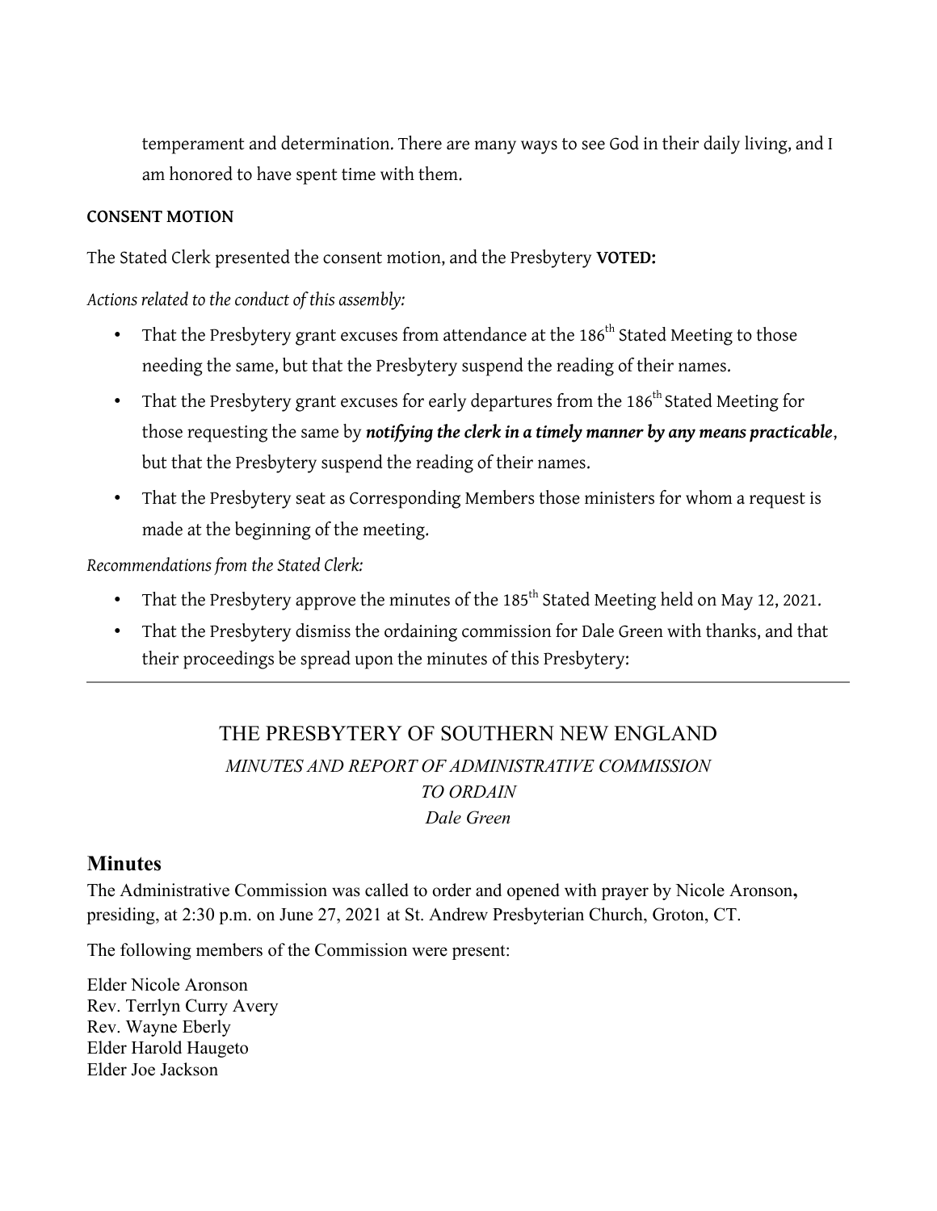temperament and determination. There are many ways to see God in their daily living, and I am honored to have spent time with them.

**CONSENT MOTION**

The Stated Clerk presented the consent motion, and the Presbytery **VOTED:**

*Actions related to the conduct of this assembly:*

- That the Presbytery grant excuses from attendance at the 186th Stated Meeting to those needing the same, but that the Presbytery suspend the reading of their names.
- That the Presbytery grant excuses for early departures from the 186th Stated Meeting for those requesting the same by ***notifying the clerk in a timely manner by any means practicable***, but that the Presbytery suspend the reading of their names.
- That the Presbytery seat as Corresponding Members those ministers for whom a request is made at the beginning of the meeting.

*Recommendations from the Stated Clerk:*

- That the Presbytery approve the minutes of the 185th Stated Meeting held on May 12, 2021.
- That the Presbytery dismiss the ordaining commission for Dale Green with thanks, and that their proceedings be spread upon the minutes of this Presbytery:

---

THE PRESBYTERY OF SOUTHERN NEW ENGLAND

*MINUTES AND REPORT OF ADMINISTRATIVE COMMISSION TO ORDAIN*

*Dale Green*

## Minutes

The Administrative Commission was called to order and opened with prayer by Nicole Aronson, presiding, at 2:30 p.m. on June 27, 2021 at St. Andrew Presbyterian Church, Groton, CT.

The following members of the Commission were present:

Elder Nicole Aronson
Rev. Terrlyn Curry Avery
Rev. Wayne Eberly
Elder Harold Haugeto
Elder Joe Jackson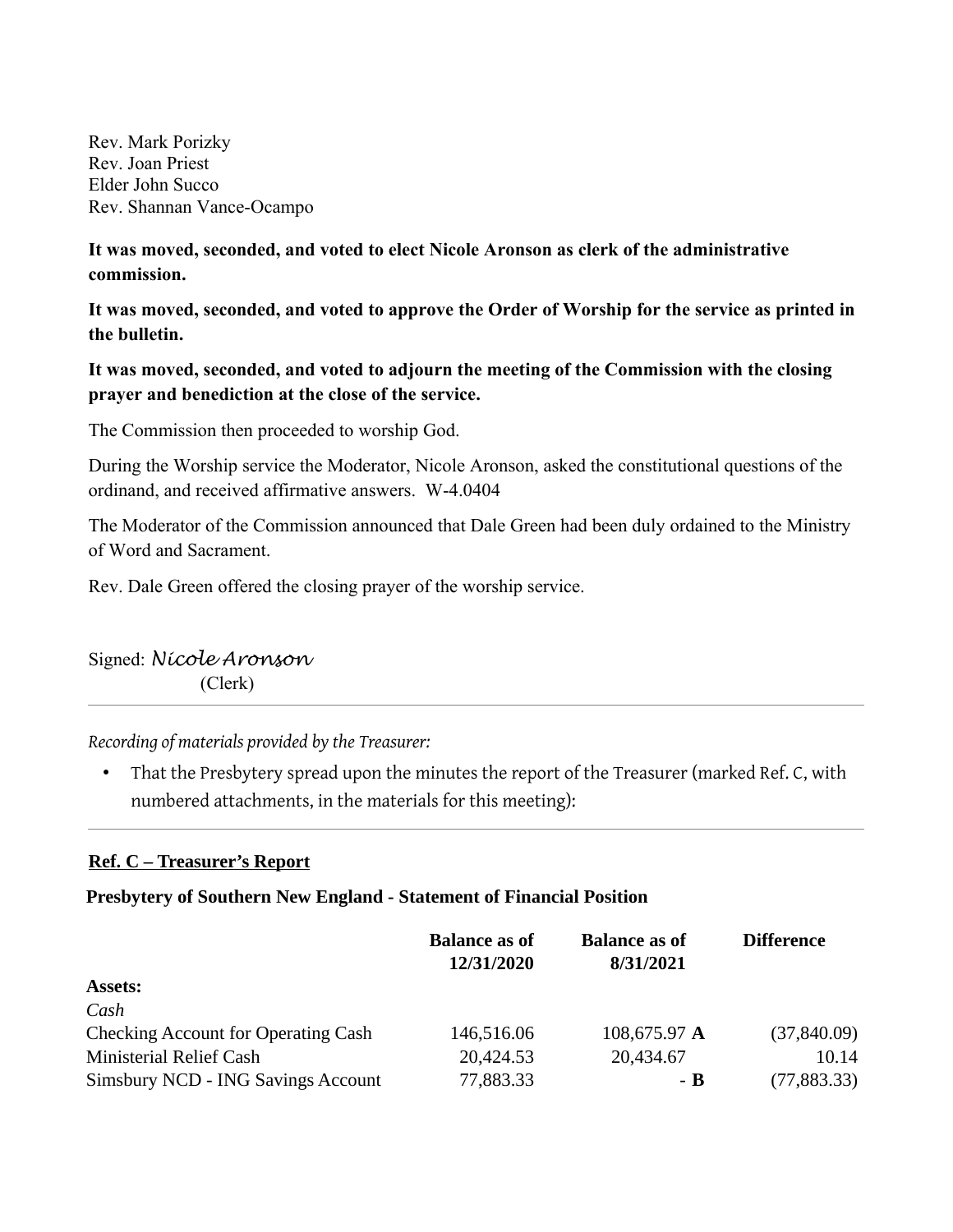Rev. Mark Porizky
Rev. Joan Priest
Elder John Succo
Rev. Shannan Vance-Ocampo

**It was moved, seconded, and voted to elect Nicole Aronson as clerk of the administrative commission.**

**It was moved, seconded, and voted to approve the Order of Worship for the service as printed in the bulletin.**

**It was moved, seconded, and voted to adjourn the meeting of the Commission with the closing prayer and benediction at the close of the service.**

The Commission then proceeded to worship God.

During the Worship service the Moderator, Nicole Aronson, asked the constitutional questions of the ordinand, and received affirmative answers. W-4.0404

The Moderator of the Commission announced that Dale Green had been duly ordained to the Ministry of Word and Sacrament.

Rev. Dale Green offered the closing prayer of the worship service.

Signed: *Nicole Aronson*
(Clerk)

---

*Recording of materials provided by the Treasurer:*

- That the Presbytery spread upon the minutes the report of the Treasurer (marked Ref. C, with numbered attachments, in the materials for this meeting):

---

**Ref. C – Treasurer's Report**

**Presbytery of Southern New England - Statement of Financial Position**

| | Balance as of 12/31/2020 | Balance as of 8/31/2021 | Difference |
|---|---|---|---|
| **Assets:** | | | |
| *Cash* | | | |
| Checking Account for Operating Cash | 146,516.06 | 108,675.97 **A** | (37,840.09) |
| Ministerial Relief Cash | 20,424.53 | 20,434.67 | 10.14 |
| Simsbury NCD - ING Savings Account | 77,883.33 | - **B** | (77,883.33) |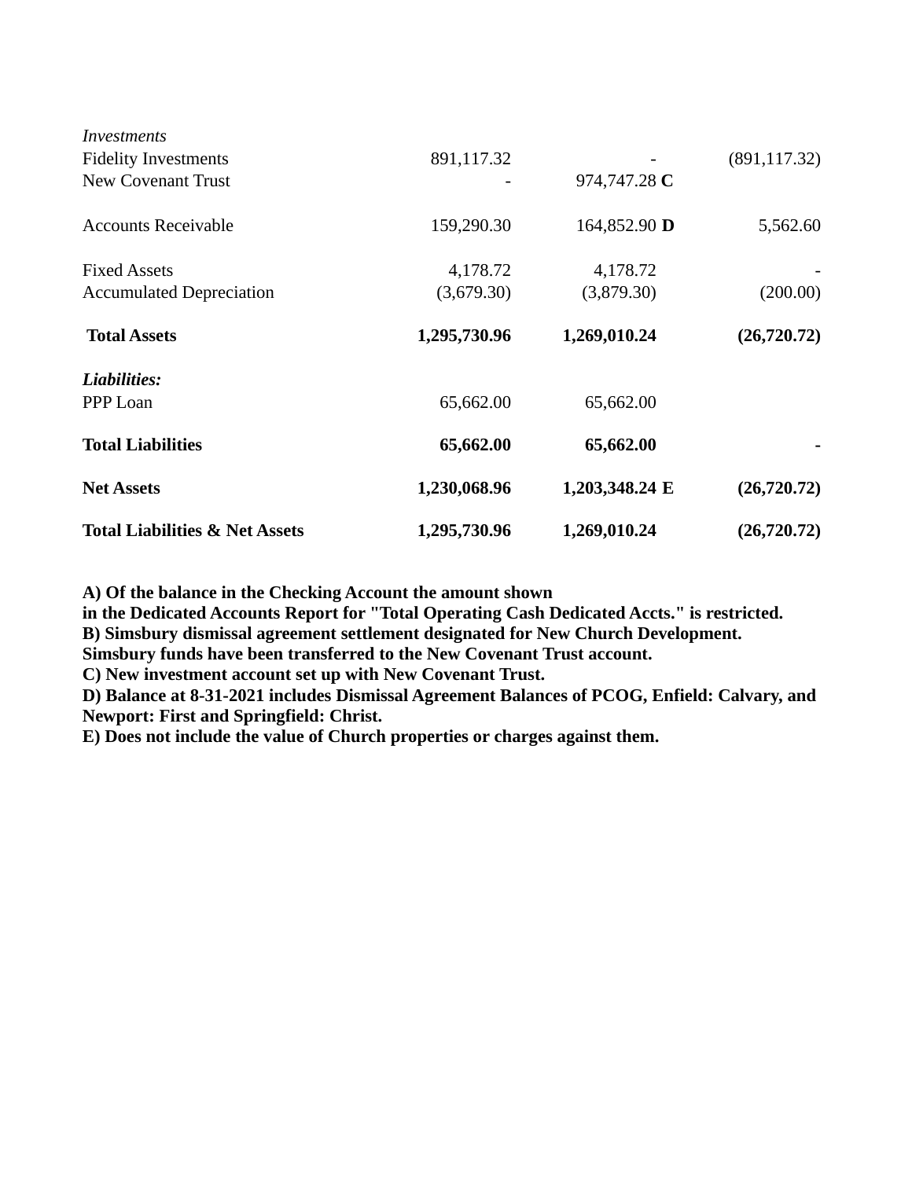| | | | |
|---|---|---|---|
| *Investments* | | | |
| Fidelity Investments | 891,117.32 | - | (891,117.32) |
| New Covenant Trust | - | 974,747.28 **C** | |
| | | | |
| Accounts Receivable | 159,290.30 | 164,852.90 **D** | 5,562.60 |
| | | | |
| Fixed Assets | 4,178.72 | 4,178.72 | - |
| Accumulated Depreciation | (3,679.30) | (3,879.30) | (200.00) |
| | | | |
| **Total Assets** | **1,295,730.96** | **1,269,010.24** | **(26,720.72)** |
| | | | |
| ***Liabilities:*** | | | |
| PPP Loan | 65,662.00 | 65,662.00 | |
| | | | |
| **Total Liabilities** | **65,662.00** | **65,662.00** | **-** |
| | | | |
| **Net Assets** | **1,230,068.96** | **1,203,348.24 E** | **(26,720.72)** |
| | | | |
| **Total Liabilities & Net Assets** | **1,295,730.96** | **1,269,010.24** | **(26,720.72)** |

**A) Of the balance in the Checking Account the amount shown in the Dedicated Accounts Report for "Total Operating Cash Dedicated Accts." is restricted.**
**B) Simsbury dismissal agreement settlement designated for New Church Development. Simsbury funds have been transferred to the New Covenant Trust account.**
**C) New investment account set up with New Covenant Trust.**
**D) Balance at 8-31-2021 includes Dismissal Agreement Balances of PCOG, Enfield: Calvary, and Newport: First and Springfield: Christ.**
**E) Does not include the value of Church properties or charges against them.**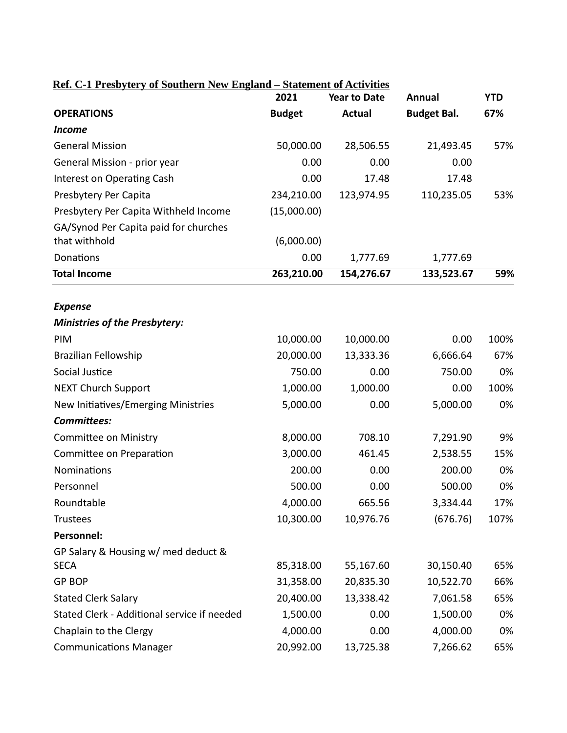**Ref. C-1 Presbytery of Southern New England – Statement of Activities**

| OPERATIONS | 2021 Budget | Year to Date Actual | Annual Budget Bal. | YTD 67% |
|---|---|---|---|---|
| ***Income*** | | | | |
| General Mission | 50,000.00 | 28,506.55 | 21,493.45 | 57% |
| General Mission - prior year | 0.00 | 0.00 | 0.00 | |
| Interest on Operating Cash | 0.00 | 17.48 | 17.48 | |
| Presbytery Per Capita | 234,210.00 | 123,974.95 | 110,235.05 | 53% |
| Presbytery Per Capita Withheld Income | (15,000.00) | | | |
| GA/Synod Per Capita paid for churches that withhold | (6,000.00) | | | |
| Donations | 0.00 | 1,777.69 | 1,777.69 | |
| **Total Income** | **263,210.00** | **154,276.67** | **133,523.67** | **59%** |
| | | | | |
| ***Expense*** | | | | |
| ***Ministries of the Presbytery:*** | | | | |
| PIM | 10,000.00 | 10,000.00 | 0.00 | 100% |
| Brazilian Fellowship | 20,000.00 | 13,333.36 | 6,666.64 | 67% |
| Social Justice | 750.00 | 0.00 | 750.00 | 0% |
| NEXT Church Support | 1,000.00 | 1,000.00 | 0.00 | 100% |
| New Initiatives/Emerging Ministries | 5,000.00 | 0.00 | 5,000.00 | 0% |
| ***Committees:*** | | | | |
| Committee on Ministry | 8,000.00 | 708.10 | 7,291.90 | 9% |
| Committee on Preparation | 3,000.00 | 461.45 | 2,538.55 | 15% |
| Nominations | 200.00 | 0.00 | 200.00 | 0% |
| Personnel | 500.00 | 0.00 | 500.00 | 0% |
| Roundtable | 4,000.00 | 665.56 | 3,334.44 | 17% |
| Trustees | 10,300.00 | 10,976.76 | (676.76) | 107% |
| **Personnel:** | | | | |
| GP Salary & Housing w/ med deduct & SECA | 85,318.00 | 55,167.60 | 30,150.40 | 65% |
| GP BOP | 31,358.00 | 20,835.30 | 10,522.70 | 66% |
| Stated Clerk Salary | 20,400.00 | 13,338.42 | 7,061.58 | 65% |
| Stated Clerk - Additional service if needed | 1,500.00 | 0.00 | 1,500.00 | 0% |
| Chaplain to the Clergy | 4,000.00 | 0.00 | 4,000.00 | 0% |
| Communications Manager | 20,992.00 | 13,725.38 | 7,266.62 | 65% |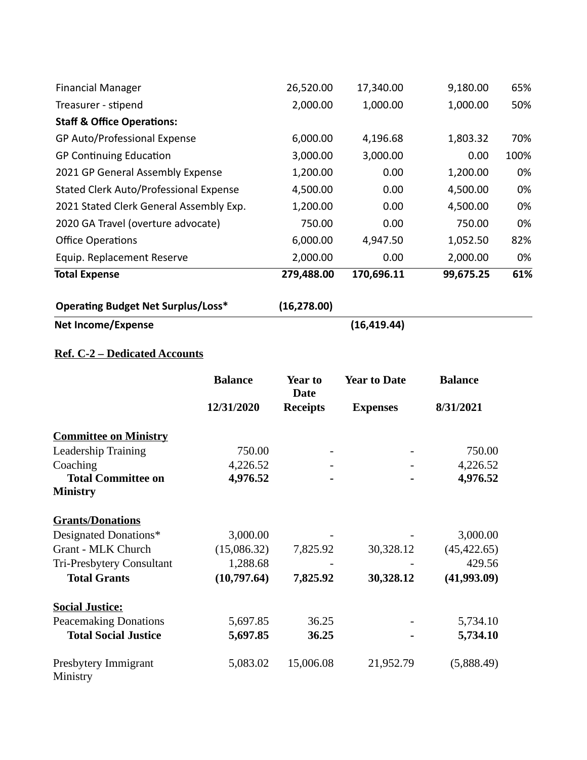| | | | | |
|---|---|---|---|---|
| Financial Manager | 26,520.00 | 17,340.00 | 9,180.00 | 65% |
| Treasurer - stipend | 2,000.00 | 1,000.00 | 1,000.00 | 50% |
| **Staff & Office Operations:** | | | | |
| GP Auto/Professional Expense | 6,000.00 | 4,196.68 | 1,803.32 | 70% |
| GP Continuing Education | 3,000.00 | 3,000.00 | 0.00 | 100% |
| 2021 GP General Assembly Expense | 1,200.00 | 0.00 | 1,200.00 | 0% |
| Stated Clerk Auto/Professional Expense | 4,500.00 | 0.00 | 4,500.00 | 0% |
| 2021 Stated Clerk General Assembly Exp. | 1,200.00 | 0.00 | 4,500.00 | 0% |
| 2020 GA Travel (overture advocate) | 750.00 | 0.00 | 750.00 | 0% |
| Office Operations | 6,000.00 | 4,947.50 | 1,052.50 | 82% |
| Equip. Replacement Reserve | 2,000.00 | 0.00 | 2,000.00 | 0% |
| **Total Expense** | **279,488.00** | **170,696.11** | **99,675.25** | **61%** |
| | | | | |
| **Operating Budget Net Surplus/Loss*** | **(16,278.00)** | | | |
| **Net Income/Expense** | | **(16,419.44)** | | |

**Ref. C-2 – Dedicated Accounts**

| | Balance 12/31/2020 | Year to Date Receipts | Year to Date Expenses | Balance 8/31/2021 |
|---|---|---|---|---|
| **Committee on Ministry** | | | | |
| Leadership Training | 750.00 | - | - | 750.00 |
| Coaching | 4,226.52 | - | - | 4,226.52 |
| **Total Committee on Ministry** | **4,976.52** | **-** | **-** | **4,976.52** |
| | | | | |
| **Grants/Donations** | | | | |
| Designated Donations* | 3,000.00 | - | - | 3,000.00 |
| Grant - MLK Church | (15,086.32) | 7,825.92 | 30,328.12 | (45,422.65) |
| Tri-Presbytery Consultant | 1,288.68 | - | - | 429.56 |
| **Total Grants** | **(10,797.64)** | **7,825.92** | **30,328.12** | **(41,993.09)** |
| | | | | |
| **Social Justice:** | | | | |
| Peacemaking Donations | 5,697.85 | 36.25 | - | 5,734.10 |
| **Total Social Justice** | **5,697.85** | **36.25** | **-** | **5,734.10** |
| | | | | |
| Presbytery Immigrant Ministry | 5,083.02 | 15,006.08 | 21,952.79 | (5,888.49) |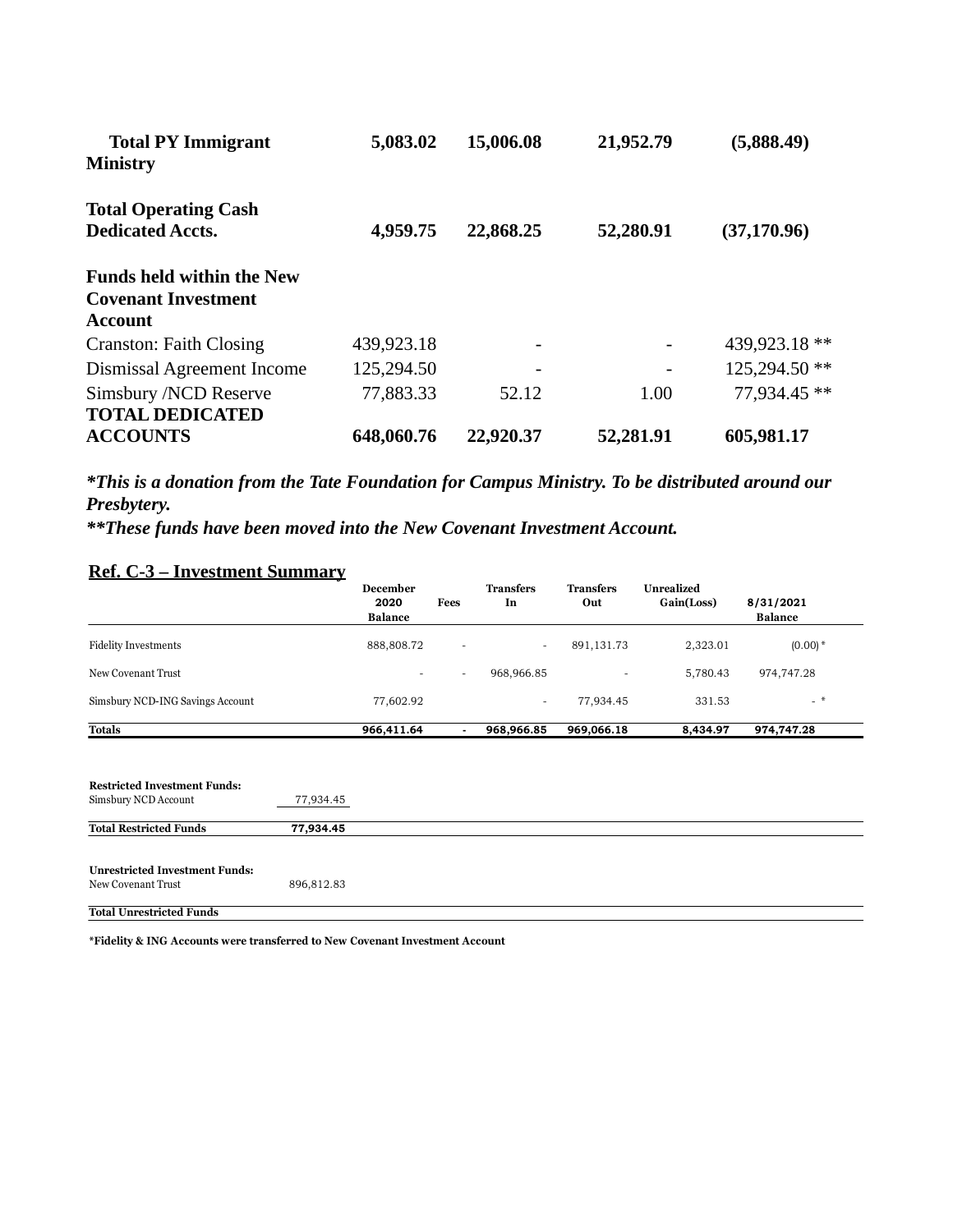| | | | | |
|---|---|---|---|---|
| **Total PY Immigrant Ministry** | **5,083.02** | **15,006.08** | **21,952.79** | **(5,888.49)** |
| **Total Operating Cash Dedicated Accts.** | **4,959.75** | **22,868.25** | **52,280.91** | **(37,170.96)** |
| **Funds held within the New Covenant Investment Account** | | | | |
| Cranston: Faith Closing | 439,923.18 | - | - | 439,923.18 ** |
| Dismissal Agreement Income | 125,294.50 | - | - | 125,294.50 ** |
| Simsbury /NCD Reserve | 77,883.33 | 52.12 | 1.00 | 77,934.45 ** |
| **TOTAL DEDICATED ACCOUNTS** | **648,060.76** | **22,920.37** | **52,281.91** | **605,981.17** |

***This is a donation from the Tate Foundation for Campus Ministry. To be distributed around our Presbytery.***

****These funds have been moved into the New Covenant Investment Account.***

## Ref. C-3 – Investment Summary

| | December 2020 Balance | Fees | Transfers In | Transfers Out | Unrealized Gain(Loss) | 8/31/2021 Balance |
|---|---|---|---|---|---|---|
| Fidelity Investments | 888,808.72 | - | - | 891,131.73 | 2,323.01 | (0.00) * |
| New Covenant Trust | - | - | 968,966.85 | - | 5,780.43 | 974,747.28 |
| Simsbury NCD-ING Savings Account | 77,602.92 | | - | 77,934.45 | 331.53 | - * |
| **Totals** | **966,411.64** | **-** | **968,966.85** | **969,066.18** | **8,434.97** | **974,747.28** |

| | |
|---|---|
| **Restricted Investment Funds:** | |
| Simsbury NCD Account | 77,934.45 |
| **Total Restricted Funds** | **77,934.45** |
| **Unrestricted Investment Funds:** | |
| New Covenant Trust | 896,812.83 |
| **Total Unrestricted Funds** | |

***Fidelity & ING Accounts were transferred to New Covenant Investment Account**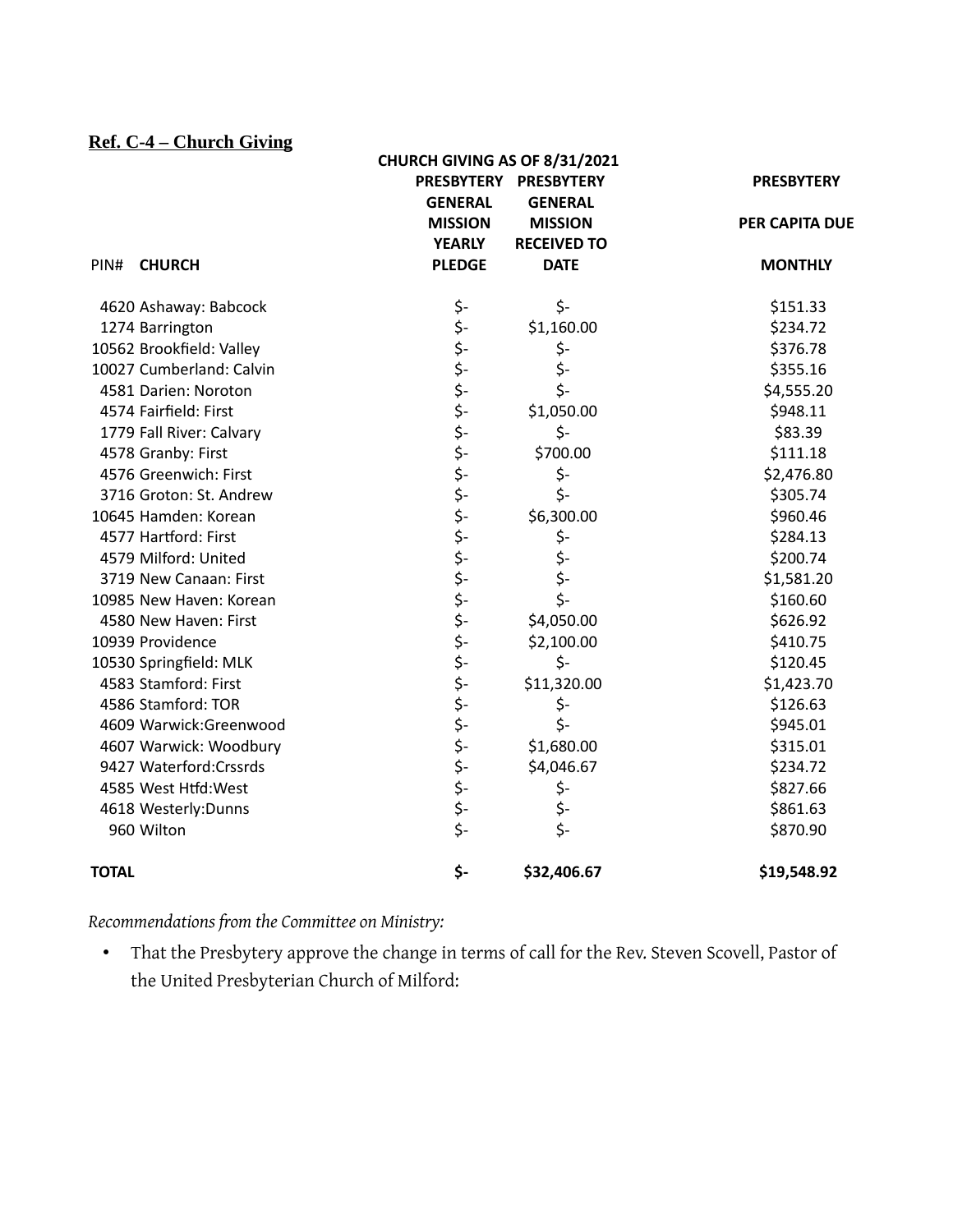**Ref. C-4 – Church Giving**

CHURCH GIVING AS OF 8/31/2021

| PIN# | CHURCH | PRESBYTERY GENERAL MISSION YEARLY PLEDGE | PRESBYTERY GENERAL MISSION RECEIVED TO DATE | PRESBYTERY PER CAPITA DUE MONTHLY |
|---|---|---|---|---|
| 4620 | Ashaway: Babcock | $- | $- | $151.33 |
| 1274 | Barrington | $- | $1,160.00 | $234.72 |
| 10562 | Brookfield: Valley | $- | $- | $376.78 |
| 10027 | Cumberland: Calvin | $- | $- | $355.16 |
| 4581 | Darien: Noroton | $- | $- | $4,555.20 |
| 4574 | Fairfield: First | $- | $1,050.00 | $948.11 |
| 1779 | Fall River: Calvary | $- | $- | $83.39 |
| 4578 | Granby: First | $- | $700.00 | $111.18 |
| 4576 | Greenwich: First | $- | $- | $2,476.80 |
| 3716 | Groton: St. Andrew | $- | $- | $305.74 |
| 10645 | Hamden: Korean | $- | $6,300.00 | $960.46 |
| 4577 | Hartford: First | $- | $- | $284.13 |
| 4579 | Milford: United | $- | $- | $200.74 |
| 3719 | New Canaan: First | $- | $- | $1,581.20 |
| 10985 | New Haven: Korean | $- | $- | $160.60 |
| 4580 | New Haven: First | $- | $4,050.00 | $626.92 |
| 10939 | Providence | $- | $2,100.00 | $410.75 |
| 10530 | Springfield: MLK | $- | $- | $120.45 |
| 4583 | Stamford: First | $- | $11,320.00 | $1,423.70 |
| 4586 | Stamford: TOR | $- | $- | $126.63 |
| 4609 | Warwick:Greenwood | $- | $- | $945.01 |
| 4607 | Warwick: Woodbury | $- | $1,680.00 | $315.01 |
| 9427 | Waterford:Crssrds | $- | $4,046.67 | $234.72 |
| 4585 | West Htfd:West | $- | $- | $827.66 |
| 4618 | Westerly:Dunns | $- | $- | $861.63 |
| 960 | Wilton | $- | $- | $870.90 |
| **TOTAL** | | **$-** | **$32,406.67** | **$19,548.92** |

*Recommendations from the Committee on Ministry:*

- That the Presbytery approve the change in terms of call for the Rev. Steven Scovell, Pastor of the United Presbyterian Church of Milford: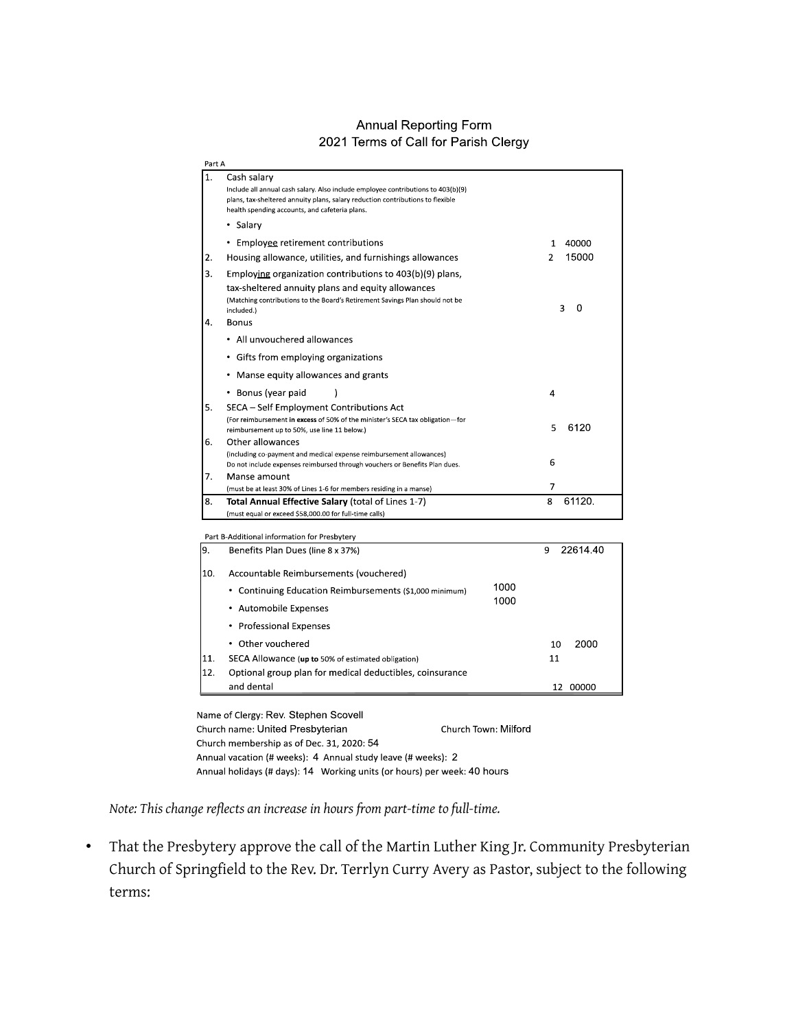## Annual Reporting Form
## 2021 Terms of Call for Parish Clergy

Part A

| | | |
|---|---|---|
| 1. | Cash salary<br>Include all annual cash salary. Also include employee contributions to 403(b)(9) plans, tax-sheltered annuity plans, salary reduction contributions to flexible health spending accounts, and cafeteria plans.<br>• Salary<br>• Employee retirement contributions | 1 40000 |
| 2. | Housing allowance, utilities, and furnishings allowances | 2 15000 |
| 3. | Employing organization contributions to 403(b)(9) plans, tax-sheltered annuity plans and equity allowances<br>(Matching contributions to the Board's Retirement Savings Plan should not be included.) | 3 0 |
| 4. | Bonus<br>• All unvouchered allowances<br>• Gifts from employing organizations<br>• Manse equity allowances and grants<br>• Bonus (year paid ) | 4 |
| 5. | SECA – Self Employment Contributions Act<br>(For reimbursement in excess of 50% of the minister's SECA tax obligation—for reimbursement up to 50%, use line 11 below.) | 5 6120 |
| 6. | Other allowances<br>(including co-payment and medical expense reimbursement allowances)<br>Do not include expenses reimbursed through vouchers or Benefits Plan dues. | 6 |
| 7. | Manse amount<br>(must be at least 30% of Lines 1-6 for members residing in a manse) | 7 |
| 8. | **Total Annual Effective Salary** (total of Lines 1-7)<br>(must equal or exceed $58,000.00 for full-time calls) | 8 61120. |

Part B-Additional information for Presbytery

| | | | |
|---|---|---|---|
| 9. | Benefits Plan Dues (line 8 x 37%) | | 9 22614.40 |
| 10. | Accountable Reimbursements (vouchered)<br>• Continuing Education Reimbursements ($1,000 minimum)<br>• Automobile Expenses<br>• Professional Expenses<br>• Other vouchered | 1000<br>1000 | 10 2000 |
| 11. | SECA Allowance (up to 50% of estimated obligation) | | 11 |
| 12. | Optional group plan for medical deductibles, coinsurance and dental | | 12 00000 |

Name of Clergy: Rev. Stephen Scovell
Church name: United Presbyterian Church Town: Milford
Church membership as of Dec. 31, 2020: 54
Annual vacation (# weeks): 4 Annual study leave (# weeks): 2
Annual holidays (# days): 14 Working units (or hours) per week: 40 hours

*Note: This change reflects an increase in hours from part-time to full-time.*

- That the Presbytery approve the call of the Martin Luther King Jr. Community Presbyterian Church of Springfield to the Rev. Dr. Terrlyn Curry Avery as Pastor, subject to the following terms: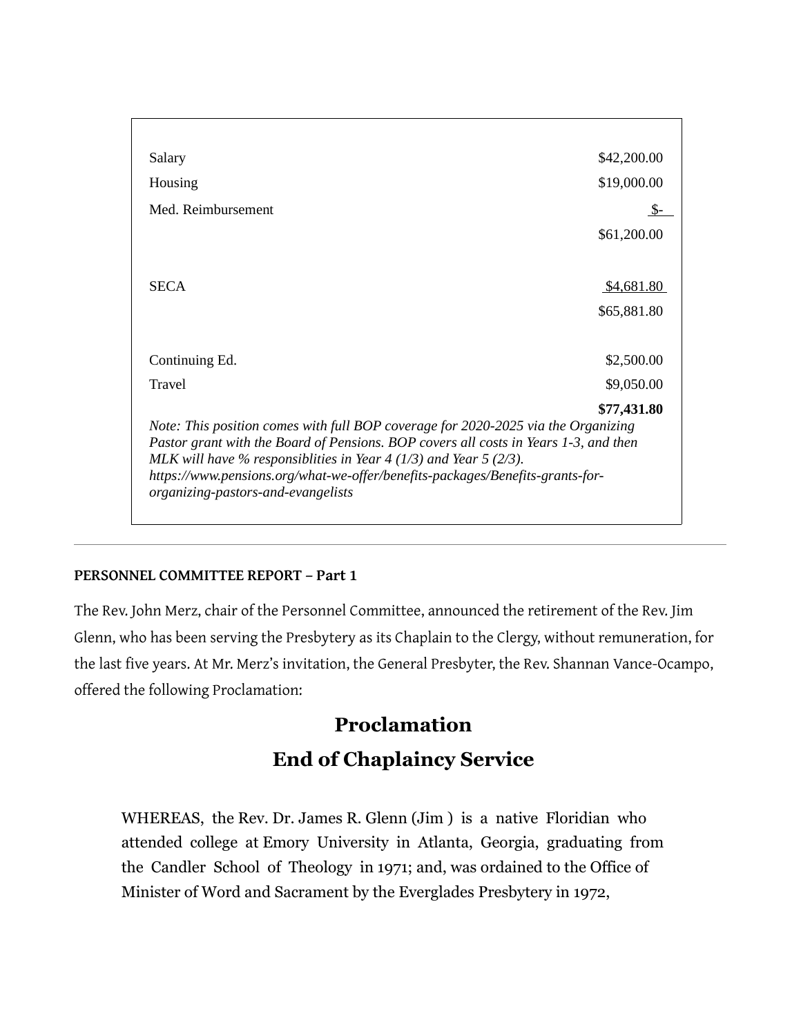| | |
|---|---|
| Salary | $42,200.00 |
| Housing | $19,000.00 |
| Med. Reimbursement | $- |
| | $61,200.00 |
| | |
| SECA | $4,681.80 |
| | $65,881.80 |
| | |
| Continuing Ed. | $2,500.00 |
| Travel | $9,050.00 |
| | **$77,431.80** |

*Note: This position comes with full BOP coverage for 2020-2025 via the Organizing Pastor grant with the Board of Pensions. BOP covers all costs in Years 1-3, and then MLK will have % responsiblities in Year 4 (1/3) and Year 5 (2/3). https://www.pensions.org/what-we-offer/benefits-packages/Benefits-grants-for-organizing-pastors-and-evangelists*

---

**PERSONNEL COMMITTEE REPORT – Part 1**

The Rev. John Merz, chair of the Personnel Committee, announced the retirement of the Rev. Jim Glenn, who has been serving the Presbytery as its Chaplain to the Clergy, without remuneration, for the last five years. At Mr. Merz's invitation, the General Presbyter, the Rev. Shannan Vance-Ocampo, offered the following Proclamation:

## Proclamation

## End of Chaplaincy Service

WHEREAS, the Rev. Dr. James R. Glenn (Jim ) is a native Floridian who attended college at Emory University in Atlanta, Georgia, graduating from the Candler School of Theology in 1971; and, was ordained to the Office of Minister of Word and Sacrament by the Everglades Presbytery in 1972,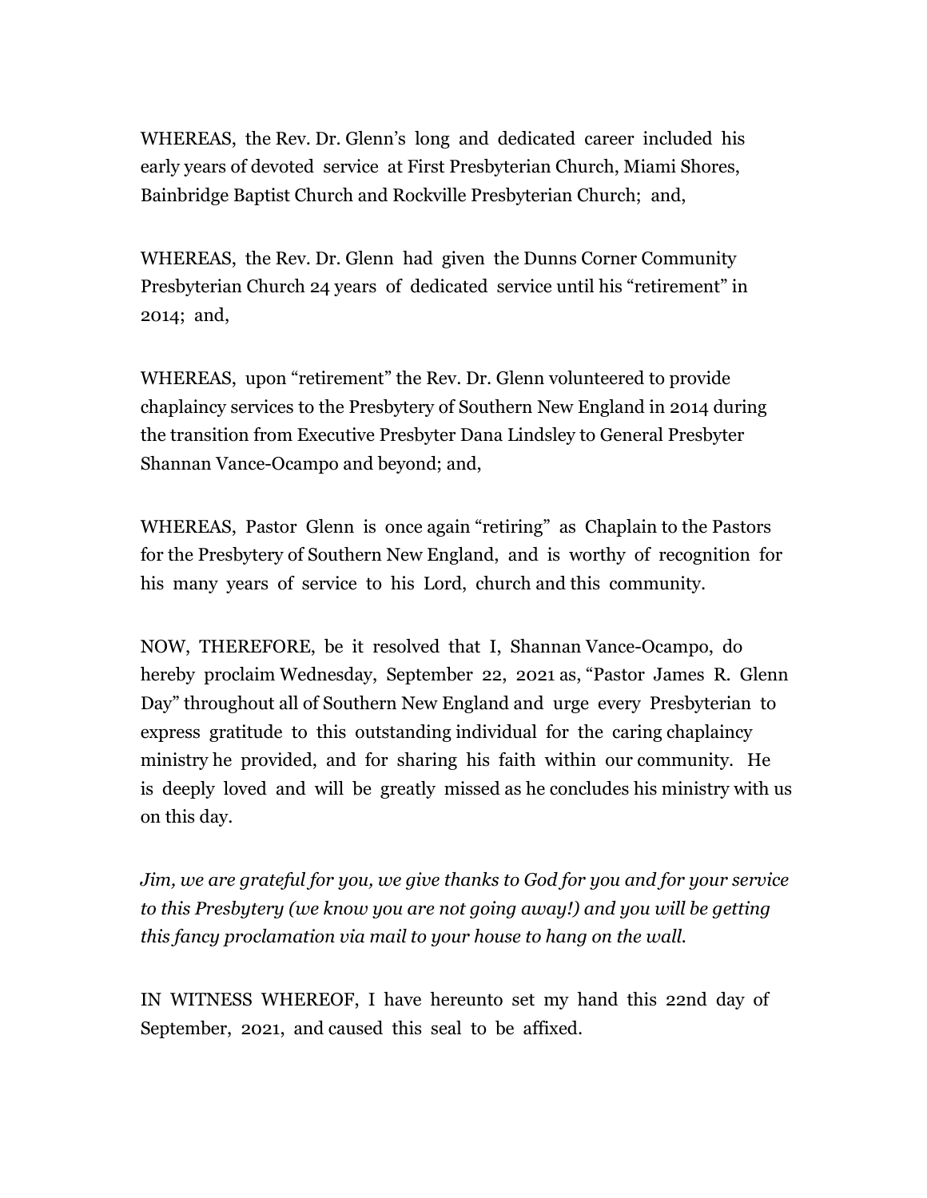WHEREAS, the Rev. Dr. Glenn's long and dedicated career included his early years of devoted service at First Presbyterian Church, Miami Shores, Bainbridge Baptist Church and Rockville Presbyterian Church; and,

WHEREAS, the Rev. Dr. Glenn had given the Dunns Corner Community Presbyterian Church 24 years of dedicated service until his "retirement" in 2014; and,

WHEREAS, upon "retirement" the Rev. Dr. Glenn volunteered to provide chaplaincy services to the Presbytery of Southern New England in 2014 during the transition from Executive Presbyter Dana Lindsley to General Presbyter Shannan Vance-Ocampo and beyond; and,

WHEREAS, Pastor Glenn is once again "retiring" as Chaplain to the Pastors for the Presbytery of Southern New England, and is worthy of recognition for his many years of service to his Lord, church and this community.

NOW, THEREFORE, be it resolved that I, Shannan Vance-Ocampo, do hereby proclaim Wednesday, September 22, 2021 as, "Pastor James R. Glenn Day" throughout all of Southern New England and urge every Presbyterian to express gratitude to this outstanding individual for the caring chaplaincy ministry he provided, and for sharing his faith within our community. He is deeply loved and will be greatly missed as he concludes his ministry with us on this day.

*Jim, we are grateful for you, we give thanks to God for you and for your service to this Presbytery (we know you are not going away!) and you will be getting this fancy proclamation via mail to your house to hang on the wall.*

IN WITNESS WHEREOF, I have hereunto set my hand this 22nd day of September, 2021, and caused this seal to be affixed.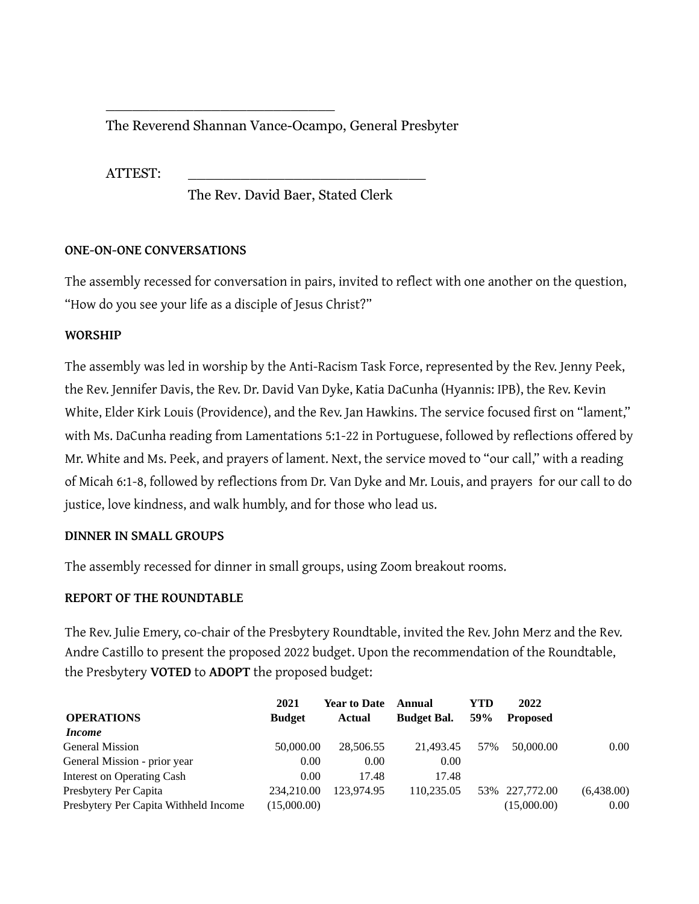\_\_\_\_\_\_\_\_\_\_\_\_\_\_\_\_\_\_\_\_\_\_\_\_\_\_\_\_\_\_

The Reverend Shannan Vance-Ocampo, General Presbyter

ATTEST: \_\_\_\_\_\_\_\_\_\_\_\_\_\_\_\_\_\_\_\_\_\_\_\_\_\_\_\_\_\_

The Rev. David Baer, Stated Clerk

**ONE-ON-ONE CONVERSATIONS**

The assembly recessed for conversation in pairs, invited to reflect with one another on the question, "How do you see your life as a disciple of Jesus Christ?"

**WORSHIP**

The assembly was led in worship by the Anti-Racism Task Force, represented by the Rev. Jenny Peek, the Rev. Jennifer Davis, the Rev. Dr. David Van Dyke, Katia DaCunha (Hyannis: IPB), the Rev. Kevin White, Elder Kirk Louis (Providence), and the Rev. Jan Hawkins. The service focused first on "lament," with Ms. DaCunha reading from Lamentations 5:1-22 in Portuguese, followed by reflections offered by Mr. White and Ms. Peek, and prayers of lament. Next, the service moved to "our call," with a reading of Micah 6:1-8, followed by reflections from Dr. Van Dyke and Mr. Louis, and prayers for our call to do justice, love kindness, and walk humbly, and for those who lead us.

**DINNER IN SMALL GROUPS**

The assembly recessed for dinner in small groups, using Zoom breakout rooms.

**REPORT OF THE ROUNDTABLE**

The Rev. Julie Emery, co-chair of the Presbytery Roundtable, invited the Rev. John Merz and the Rev. Andre Castillo to present the proposed 2022 budget. Upon the recommendation of the Roundtable, the Presbytery **VOTED** to **ADOPT** the proposed budget:

| **OPERATIONS** | **2021 Budget** | **Year to Date Actual** | **Annual Budget Bal.** | **YTD 59%** | **2022 Proposed** | |
|---|---|---|---|---|---|---|
| ***Income*** | | | | | | |
| General Mission | 50,000.00 | 28,506.55 | 21,493.45 | 57% | 50,000.00 | 0.00 |
| General Mission - prior year | 0.00 | 0.00 | 0.00 | | | |
| Interest on Operating Cash | 0.00 | 17.48 | 17.48 | | | |
| Presbytery Per Capita | 234,210.00 | 123,974.95 | 110,235.05 | 53% | 227,772.00 | (6,438.00) |
| Presbytery Per Capita Withheld Income | (15,000.00) | | | | (15,000.00) | 0.00 |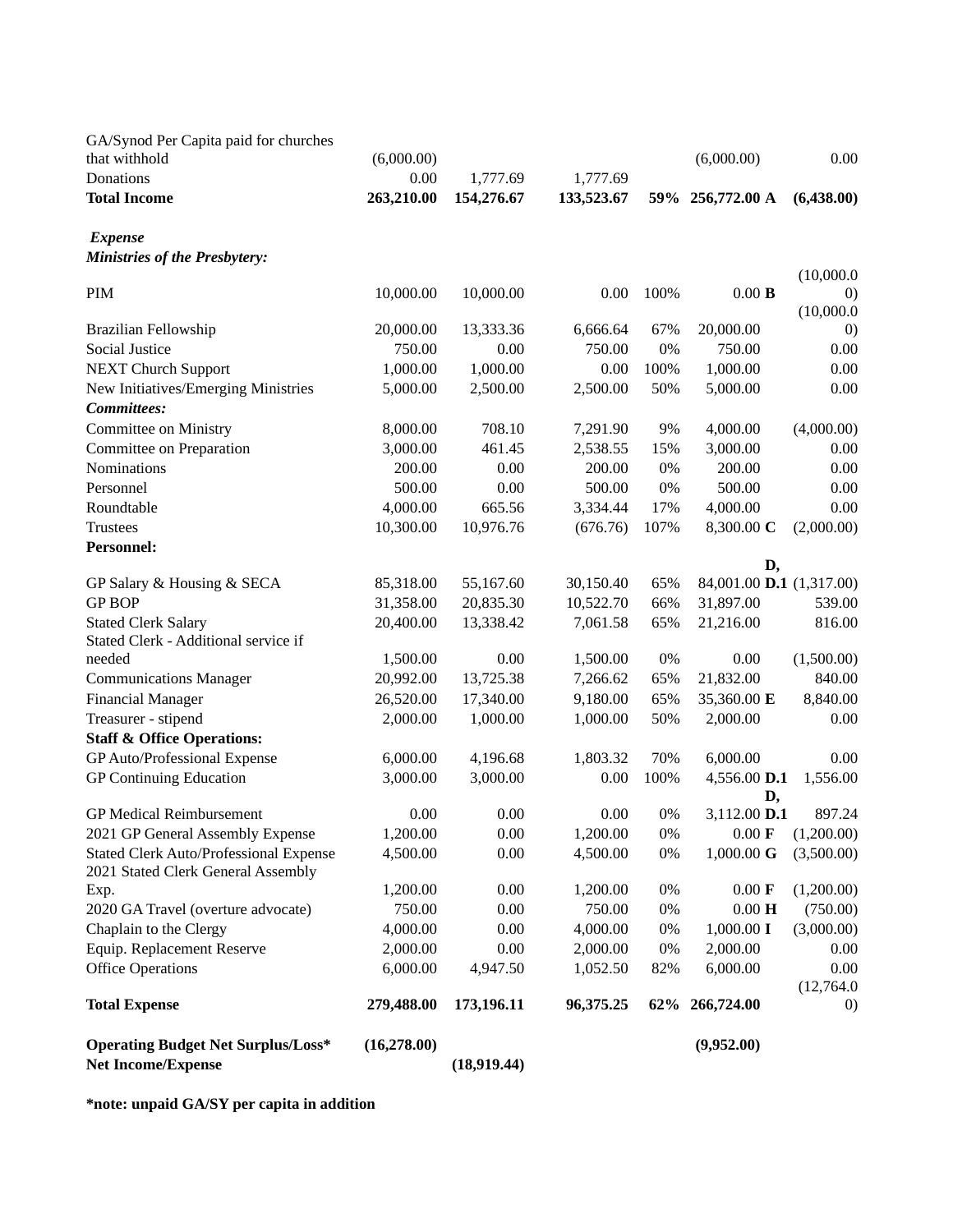| | | | | | | |
|---|---|---|---|---|---|---|
| GA/Synod Per Capita paid for churches that withhold | (6,000.00) | | | | (6,000.00) | 0.00 |
| Donations | 0.00 | 1,777.69 | 1,777.69 | | | |
| **Total Income** | **263,210.00** | **154,276.67** | **133,523.67** | **59%** | **256,772.00 A** | **(6,438.00)** |
| | | | | | | |
| ***Expense*** | | | | | | |
| ***Ministries of the Presbytery:*** | | | | | | |
| PIM | 10,000.00 | 10,000.00 | 0.00 | 100% | 0.00 **B** | (10,000.00) |
| Brazilian Fellowship | 20,000.00 | 13,333.36 | 6,666.64 | 67% | 20,000.00 | (10,000.00) |
| Social Justice | 750.00 | 0.00 | 750.00 | 0% | 750.00 | 0.00 |
| NEXT Church Support | 1,000.00 | 1,000.00 | 0.00 | 100% | 1,000.00 | 0.00 |
| New Initiatives/Emerging Ministries | 5,000.00 | 2,500.00 | 2,500.00 | 50% | 5,000.00 | 0.00 |
| ***Committees:*** | | | | | | |
| Committee on Ministry | 8,000.00 | 708.10 | 7,291.90 | 9% | 4,000.00 | (4,000.00) |
| Committee on Preparation | 3,000.00 | 461.45 | 2,538.55 | 15% | 3,000.00 | 0.00 |
| Nominations | 200.00 | 0.00 | 200.00 | 0% | 200.00 | 0.00 |
| Personnel | 500.00 | 0.00 | 500.00 | 0% | 500.00 | 0.00 |
| Roundtable | 4,000.00 | 665.56 | 3,334.44 | 17% | 4,000.00 | 0.00 |
| Trustees | 10,300.00 | 10,976.76 | (676.76) | 107% | 8,300.00 **C** | (2,000.00) |
| **Personnel:** | | | | | | |
| GP Salary & Housing & SECA | 85,318.00 | 55,167.60 | 30,150.40 | 65% | 84,001.00 **D, D.1** | (1,317.00) |
| GP BOP | 31,358.00 | 20,835.30 | 10,522.70 | 66% | 31,897.00 | 539.00 |
| Stated Clerk Salary | 20,400.00 | 13,338.42 | 7,061.58 | 65% | 21,216.00 | 816.00 |
| Stated Clerk - Additional service if needed | 1,500.00 | 0.00 | 1,500.00 | 0% | 0.00 | (1,500.00) |
| Communications Manager | 20,992.00 | 13,725.38 | 7,266.62 | 65% | 21,832.00 | 840.00 |
| Financial Manager | 26,520.00 | 17,340.00 | 9,180.00 | 65% | 35,360.00 **E** | 8,840.00 |
| Treasurer - stipend | 2,000.00 | 1,000.00 | 1,000.00 | 50% | 2,000.00 | 0.00 |
| **Staff & Office Operations:** | | | | | | |
| GP Auto/Professional Expense | 6,000.00 | 4,196.68 | 1,803.32 | 70% | 6,000.00 | 0.00 |
| GP Continuing Education | 3,000.00 | 3,000.00 | 0.00 | 100% | 4,556.00 **D.1** | 1,556.00 |
| GP Medical Reimbursement | 0.00 | 0.00 | 0.00 | 0% | 3,112.00 **D, D.1** | 897.24 |
| 2021 GP General Assembly Expense | 1,200.00 | 0.00 | 1,200.00 | 0% | 0.00 **F** | (1,200.00) |
| Stated Clerk Auto/Professional Expense | 4,500.00 | 0.00 | 4,500.00 | 0% | 1,000.00 **G** | (3,500.00) |
| 2021 Stated Clerk General Assembly Exp. | 1,200.00 | 0.00 | 1,200.00 | 0% | 0.00 **F** | (1,200.00) |
| 2020 GA Travel (overture advocate) | 750.00 | 0.00 | 750.00 | 0% | 0.00 **H** | (750.00) |
| Chaplain to the Clergy | 4,000.00 | 0.00 | 4,000.00 | 0% | 1,000.00 **I** | (3,000.00) |
| Equip. Replacement Reserve | 2,000.00 | 0.00 | 2,000.00 | 0% | 2,000.00 | 0.00 |
| Office Operations | 6,000.00 | 4,947.50 | 1,052.50 | 82% | 6,000.00 | 0.00 |
| **Total Expense** | **279,488.00** | **173,196.11** | **96,375.25** | **62%** | **266,724.00** | (12,764.00) |
| | | | | | | |
| **Operating Budget Net Surplus/Loss*** | **(16,278.00)** | | | | **(9,952.00)** | |
| **Net Income/Expense** | | **(18,919.44)** | | | | |

**\*note: unpaid GA/SY per capita in addition**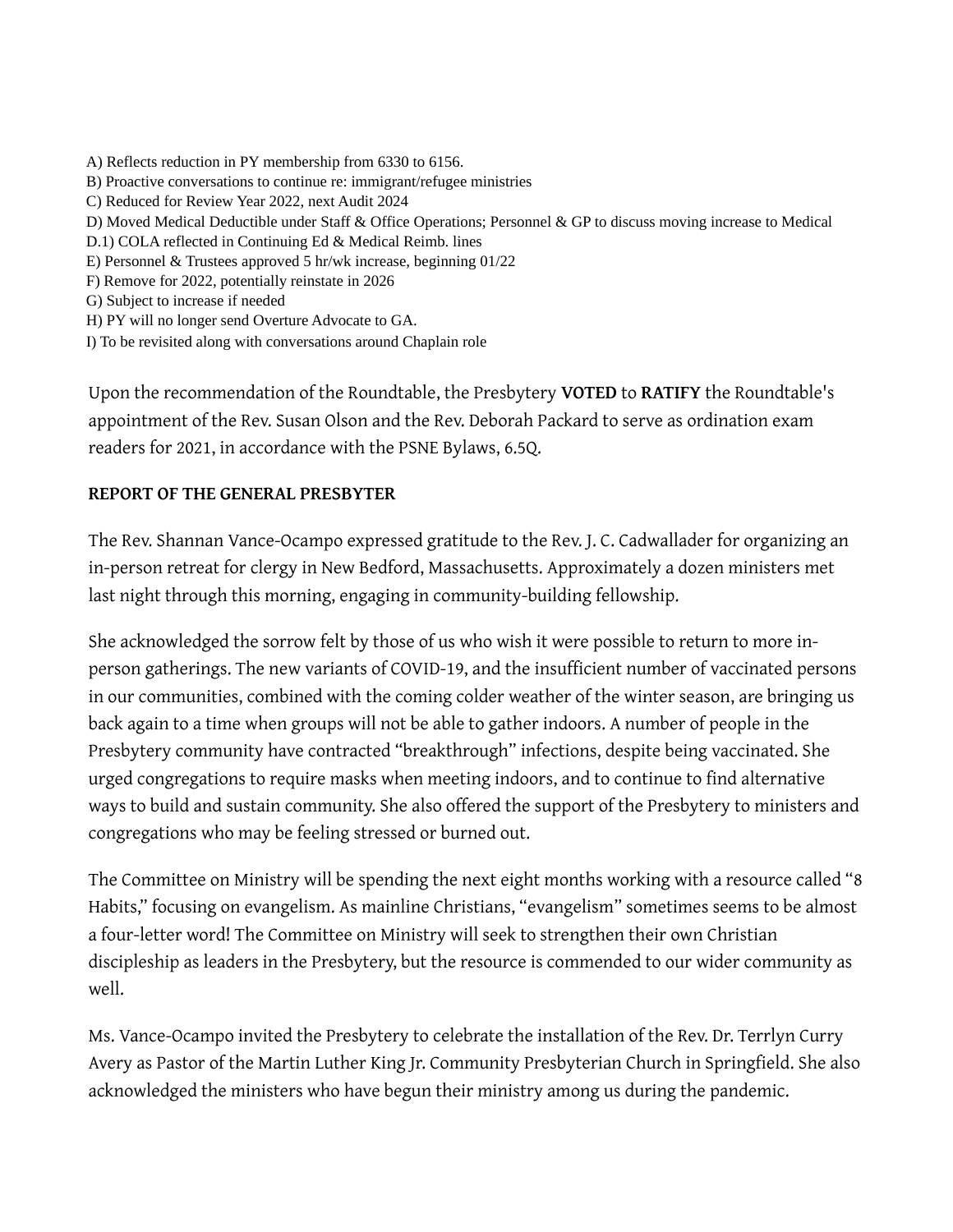A) Reflects reduction in PY membership from 6330 to 6156.
B) Proactive conversations to continue re: immigrant/refugee ministries
C) Reduced for Review Year 2022, next Audit 2024
D) Moved Medical Deductible under Staff & Office Operations; Personnel & GP to discuss moving increase to Medical
D.1) COLA reflected in Continuing Ed & Medical Reimb. lines
E) Personnel & Trustees approved 5 hr/wk increase, beginning 01/22
F) Remove for 2022, potentially reinstate in 2026
G) Subject to increase if needed
H) PY will no longer send Overture Advocate to GA.
I) To be revisited along with conversations around Chaplain role

Upon the recommendation of the Roundtable, the Presbytery **VOTED** to **RATIFY** the Roundtable's appointment of the Rev. Susan Olson and the Rev. Deborah Packard to serve as ordination exam readers for 2021, in accordance with the PSNE Bylaws, 6.5Q.

**REPORT OF THE GENERAL PRESBYTER**

The Rev. Shannan Vance-Ocampo expressed gratitude to the Rev. J. C. Cadwallader for organizing an in-person retreat for clergy in New Bedford, Massachusetts. Approximately a dozen ministers met last night through this morning, engaging in community-building fellowship.

She acknowledged the sorrow felt by those of us who wish it were possible to return to more in-person gatherings. The new variants of COVID-19, and the insufficient number of vaccinated persons in our communities, combined with the coming colder weather of the winter season, are bringing us back again to a time when groups will not be able to gather indoors. A number of people in the Presbytery community have contracted “breakthrough” infections, despite being vaccinated. She urged congregations to require masks when meeting indoors, and to continue to find alternative ways to build and sustain community. She also offered the support of the Presbytery to ministers and congregations who may be feeling stressed or burned out.

The Committee on Ministry will be spending the next eight months working with a resource called “8 Habits,” focusing on evangelism. As mainline Christians, “evangelism” sometimes seems to be almost a four-letter word! The Committee on Ministry will seek to strengthen their own Christian discipleship as leaders in the Presbytery, but the resource is commended to our wider community as well.

Ms. Vance-Ocampo invited the Presbytery to celebrate the installation of the Rev. Dr. Terrlyn Curry Avery as Pastor of the Martin Luther King Jr. Community Presbyterian Church in Springfield. She also acknowledged the ministers who have begun their ministry among us during the pandemic.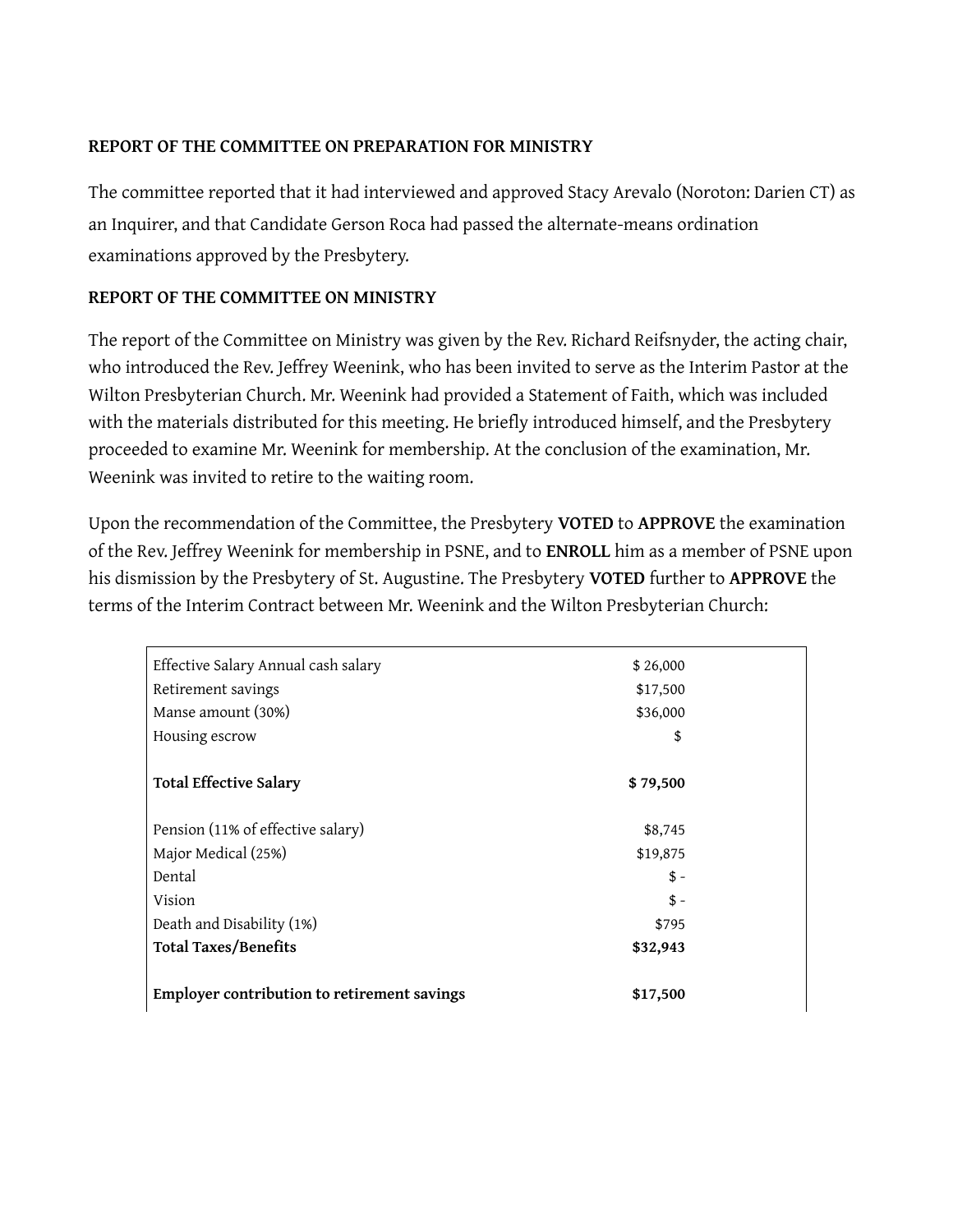**REPORT OF THE COMMITTEE ON PREPARATION FOR MINISTRY**

The committee reported that it had interviewed and approved Stacy Arevalo (Noroton: Darien CT) as an Inquirer, and that Candidate Gerson Roca had passed the alternate-means ordination examinations approved by the Presbytery.

**REPORT OF THE COMMITTEE ON MINISTRY**

The report of the Committee on Ministry was given by the Rev. Richard Reifsnyder, the acting chair, who introduced the Rev. Jeffrey Weenink, who has been invited to serve as the Interim Pastor at the Wilton Presbyterian Church. Mr. Weenink had provided a Statement of Faith, which was included with the materials distributed for this meeting. He briefly introduced himself, and the Presbytery proceeded to examine Mr. Weenink for membership. At the conclusion of the examination, Mr. Weenink was invited to retire to the waiting room.

Upon the recommendation of the Committee, the Presbytery **VOTED** to **APPROVE** the examination of the Rev. Jeffrey Weenink for membership in PSNE, and to **ENROLL** him as a member of PSNE upon his dismission by the Presbytery of St. Augustine. The Presbytery **VOTED** further to **APPROVE** the terms of the Interim Contract between Mr. Weenink and the Wilton Presbyterian Church:

| | |
|---|---|
| Effective Salary Annual cash salary | $ 26,000 |
| Retirement savings | $17,500 |
| Manse amount (30%) | $36,000 |
| Housing escrow | $ |
| **Total Effective Salary** | **$ 79,500** |
| Pension (11% of effective salary) | $8,745 |
| Major Medical (25%) | $19,875 |
| Dental | $ - |
| Vision | $ - |
| Death and Disability (1%) | $795 |
| **Total Taxes/Benefits** | **$32,943** |
| **Employer contribution to retirement savings** | **$17,500** |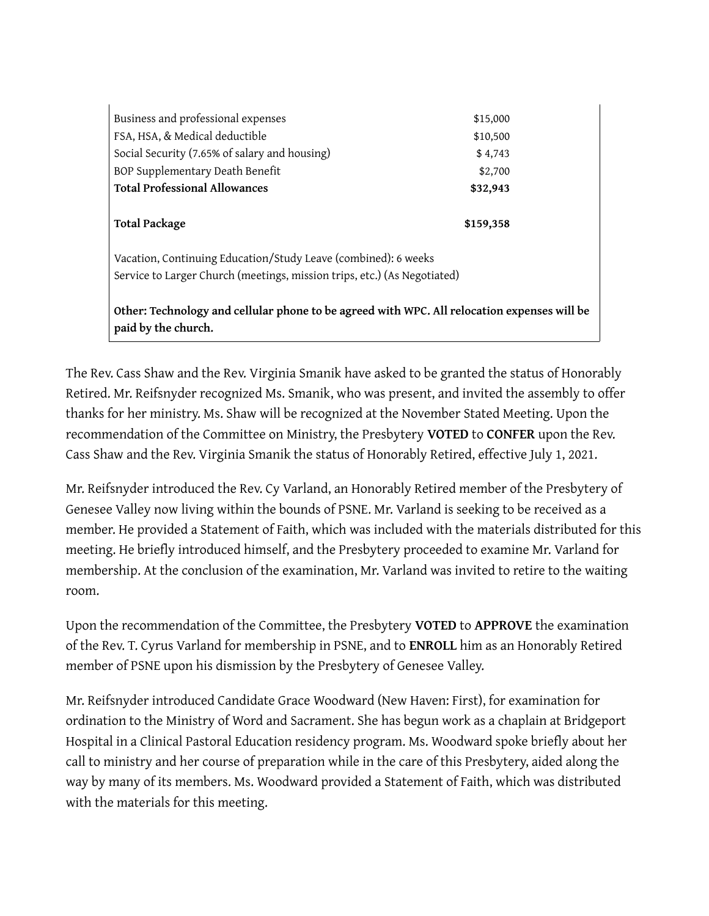| | |
|---|---|
| Business and professional expenses | \$15,000 |
| FSA, HSA, & Medical deductible | \$10,500 |
| Social Security (7.65% of salary and housing) | \$ 4,743 |
| BOP Supplementary Death Benefit | \$2,700 |
| **Total Professional Allowances** | **\$32,943** |
| | |
| **Total Package** | **\$159,358** |

Vacation, Continuing Education/Study Leave (combined): 6 weeks
Service to Larger Church (meetings, mission trips, etc.) (As Negotiated)

**Other: Technology and cellular phone to be agreed with WPC. All relocation expenses will be paid by the church.**

The Rev. Cass Shaw and the Rev. Virginia Smanik have asked to be granted the status of Honorably Retired. Mr. Reifsnyder recognized Ms. Smanik, who was present, and invited the assembly to offer thanks for her ministry. Ms. Shaw will be recognized at the November Stated Meeting. Upon the recommendation of the Committee on Ministry, the Presbytery **VOTED** to **CONFER** upon the Rev. Cass Shaw and the Rev. Virginia Smanik the status of Honorably Retired, effective July 1, 2021.

Mr. Reifsnyder introduced the Rev. Cy Varland, an Honorably Retired member of the Presbytery of Genesee Valley now living within the bounds of PSNE. Mr. Varland is seeking to be received as a member. He provided a Statement of Faith, which was included with the materials distributed for this meeting. He briefly introduced himself, and the Presbytery proceeded to examine Mr. Varland for membership. At the conclusion of the examination, Mr. Varland was invited to retire to the waiting room.

Upon the recommendation of the Committee, the Presbytery **VOTED** to **APPROVE** the examination of the Rev. T. Cyrus Varland for membership in PSNE, and to **ENROLL** him as an Honorably Retired member of PSNE upon his dismission by the Presbytery of Genesee Valley.

Mr. Reifsnyder introduced Candidate Grace Woodward (New Haven: First), for examination for ordination to the Ministry of Word and Sacrament. She has begun work as a chaplain at Bridgeport Hospital in a Clinical Pastoral Education residency program. Ms. Woodward spoke briefly about her call to ministry and her course of preparation while in the care of this Presbytery, aided along the way by many of its members. Ms. Woodward provided a Statement of Faith, which was distributed with the materials for this meeting.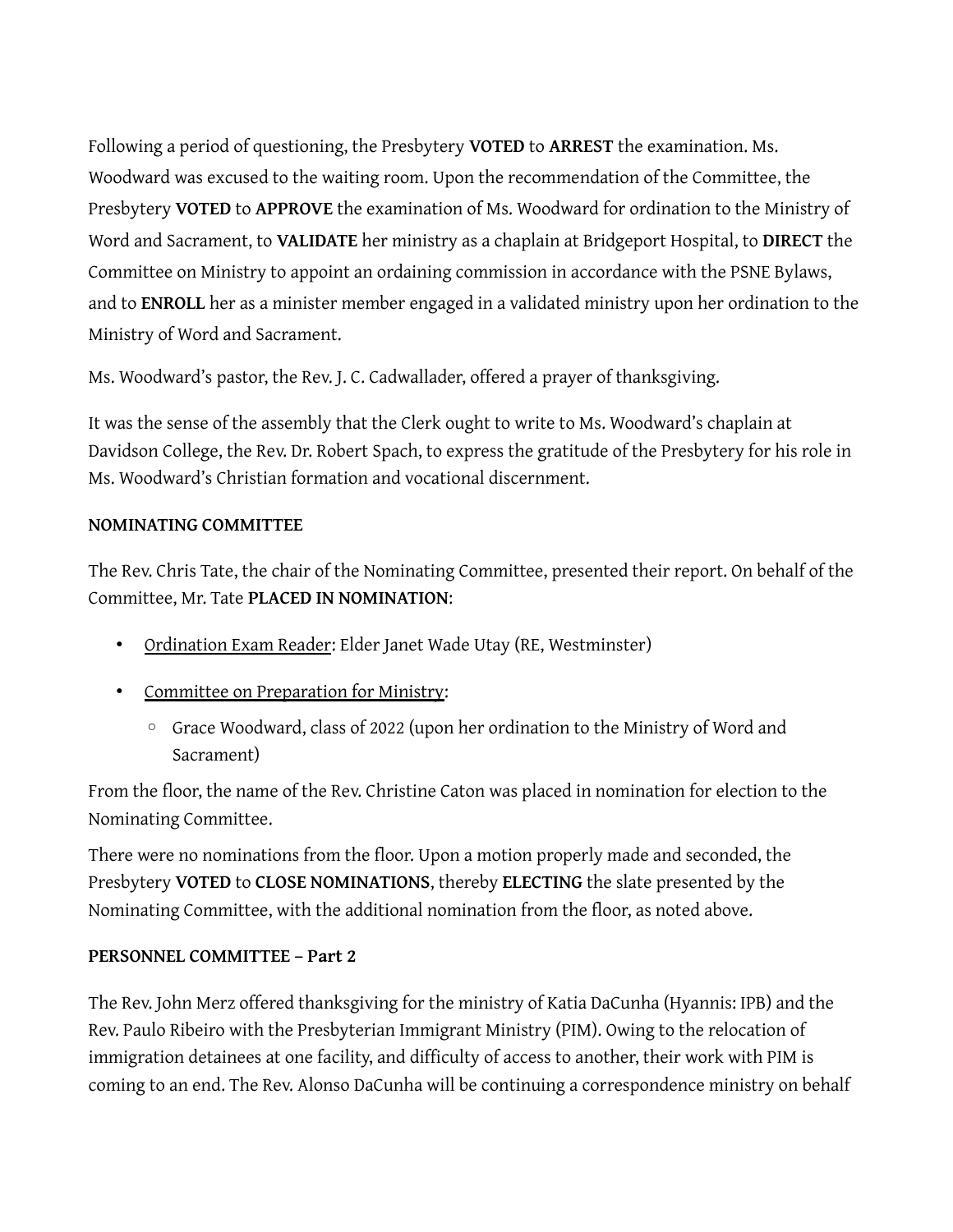Following a period of questioning, the Presbytery **VOTED** to **ARREST** the examination. Ms. Woodward was excused to the waiting room. Upon the recommendation of the Committee, the Presbytery **VOTED** to **APPROVE** the examination of Ms. Woodward for ordination to the Ministry of Word and Sacrament, to **VALIDATE** her ministry as a chaplain at Bridgeport Hospital, to **DIRECT** the Committee on Ministry to appoint an ordaining commission in accordance with the PSNE Bylaws, and to **ENROLL** her as a minister member engaged in a validated ministry upon her ordination to the Ministry of Word and Sacrament.

Ms. Woodward's pastor, the Rev. J. C. Cadwallader, offered a prayer of thanksgiving.

It was the sense of the assembly that the Clerk ought to write to Ms. Woodward's chaplain at Davidson College, the Rev. Dr. Robert Spach, to express the gratitude of the Presbytery for his role in Ms. Woodward's Christian formation and vocational discernment.

**NOMINATING COMMITTEE**

The Rev. Chris Tate, the chair of the Nominating Committee, presented their report. On behalf of the Committee, Mr. Tate **PLACED IN NOMINATION**:

- <u>Ordination Exam Reader</u>: Elder Janet Wade Utay (RE, Westminster)
- <u>Committee on Preparation for Ministry</u>:
  - Grace Woodward, class of 2022 (upon her ordination to the Ministry of Word and Sacrament)

From the floor, the name of the Rev. Christine Caton was placed in nomination for election to the Nominating Committee.

There were no nominations from the floor. Upon a motion properly made and seconded, the Presbytery **VOTED** to **CLOSE NOMINATIONS**, thereby **ELECTING** the slate presented by the Nominating Committee, with the additional nomination from the floor, as noted above.

**PERSONNEL COMMITTEE – Part 2**

The Rev. John Merz offered thanksgiving for the ministry of Katia DaCunha (Hyannis: IPB) and the Rev. Paulo Ribeiro with the Presbyterian Immigrant Ministry (PIM). Owing to the relocation of immigration detainees at one facility, and difficulty of access to another, their work with PIM is coming to an end. The Rev. Alonso DaCunha will be continuing a correspondence ministry on behalf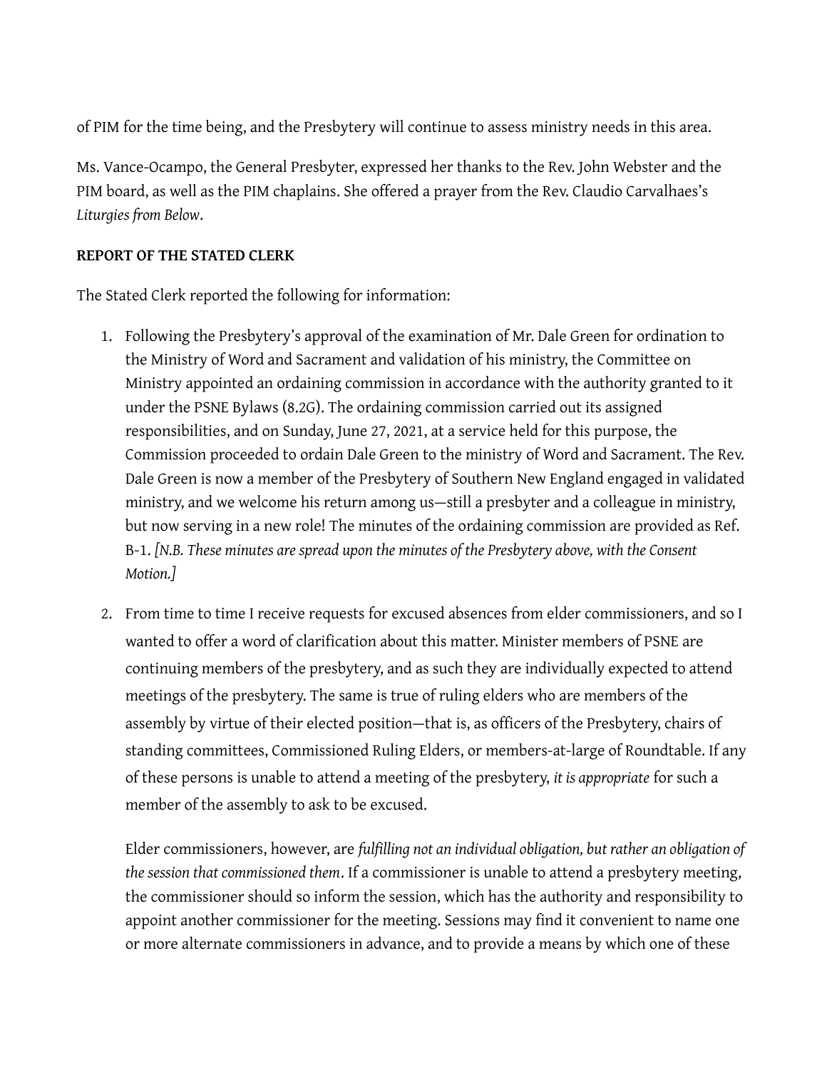of PIM for the time being, and the Presbytery will continue to assess ministry needs in this area.

Ms. Vance-Ocampo, the General Presbyter, expressed her thanks to the Rev. John Webster and the PIM board, as well as the PIM chaplains. She offered a prayer from the Rev. Claudio Carvalhaes's *Liturgies from Below*.

**REPORT OF THE STATED CLERK**

The Stated Clerk reported the following for information:

1. Following the Presbytery's approval of the examination of Mr. Dale Green for ordination to the Ministry of Word and Sacrament and validation of his ministry, the Committee on Ministry appointed an ordaining commission in accordance with the authority granted to it under the PSNE Bylaws (8.2G). The ordaining commission carried out its assigned responsibilities, and on Sunday, June 27, 2021, at a service held for this purpose, the Commission proceeded to ordain Dale Green to the ministry of Word and Sacrament. The Rev. Dale Green is now a member of the Presbytery of Southern New England engaged in validated ministry, and we welcome his return among us—still a presbyter and a colleague in ministry, but now serving in a new role! The minutes of the ordaining commission are provided as Ref. B-1. *[N.B. These minutes are spread upon the minutes of the Presbytery above, with the Consent Motion.]*

2. From time to time I receive requests for excused absences from elder commissioners, and so I wanted to offer a word of clarification about this matter. Minister members of PSNE are continuing members of the presbytery, and as such they are individually expected to attend meetings of the presbytery. The same is true of ruling elders who are members of the assembly by virtue of their elected position—that is, as officers of the Presbytery, chairs of standing committees, Commissioned Ruling Elders, or members-at-large of Roundtable. If any of these persons is unable to attend a meeting of the presbytery, *it is appropriate* for such a member of the assembly to ask to be excused.

   Elder commissioners, however, are *fulfilling not an individual obligation, but rather an obligation of the session that commissioned them*. If a commissioner is unable to attend a presbytery meeting, the commissioner should so inform the session, which has the authority and responsibility to appoint another commissioner for the meeting. Sessions may find it convenient to name one or more alternate commissioners in advance, and to provide a means by which one of these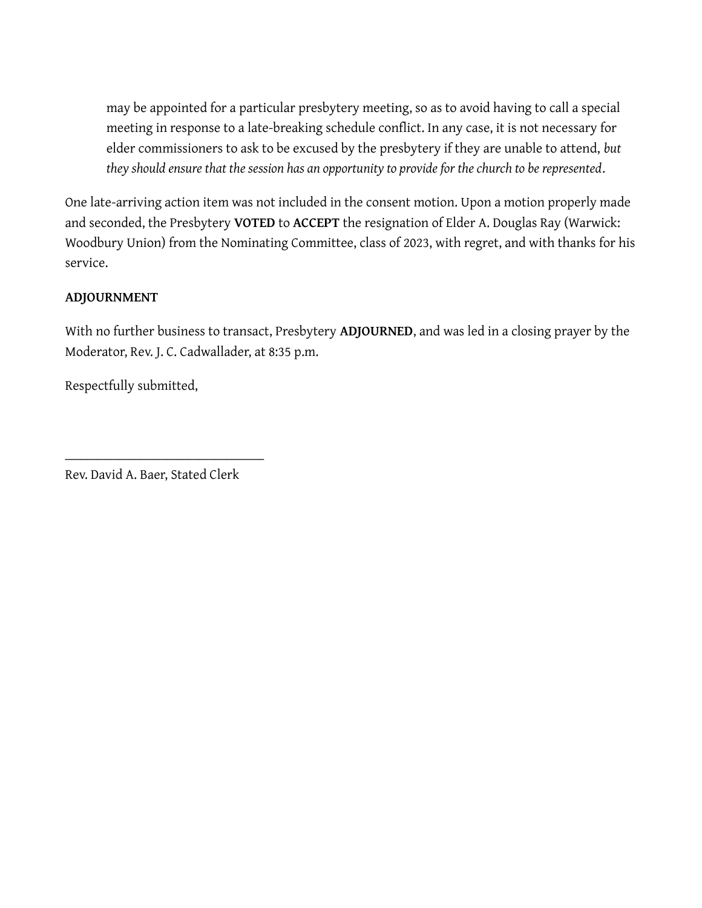> may be appointed for a particular presbytery meeting, so as to avoid having to call a special meeting in response to a late-breaking schedule conflict. In any case, it is not necessary for elder commissioners to ask to be excused by the presbytery if they are unable to attend, *but they should ensure that the session has an opportunity to provide for the church to be represented*.

One late-arriving action item was not included in the consent motion. Upon a motion properly made and seconded, the Presbytery **VOTED** to **ACCEPT** the resignation of Elder A. Douglas Ray (Warwick: Woodbury Union) from the Nominating Committee, class of 2023, with regret, and with thanks for his service.

**ADJOURNMENT**

With no further business to transact, Presbytery **ADJOURNED**, and was led in a closing prayer by the Moderator, Rev. J. C. Cadwallader, at 8:35 p.m.

Respectfully submitted,

\_\_\_\_\_\_\_\_\_\_\_\_\_\_\_\_\_\_\_\_\_\_\_\_\_\_\_\_\_\_\_\_

Rev. David A. Baer, Stated Clerk